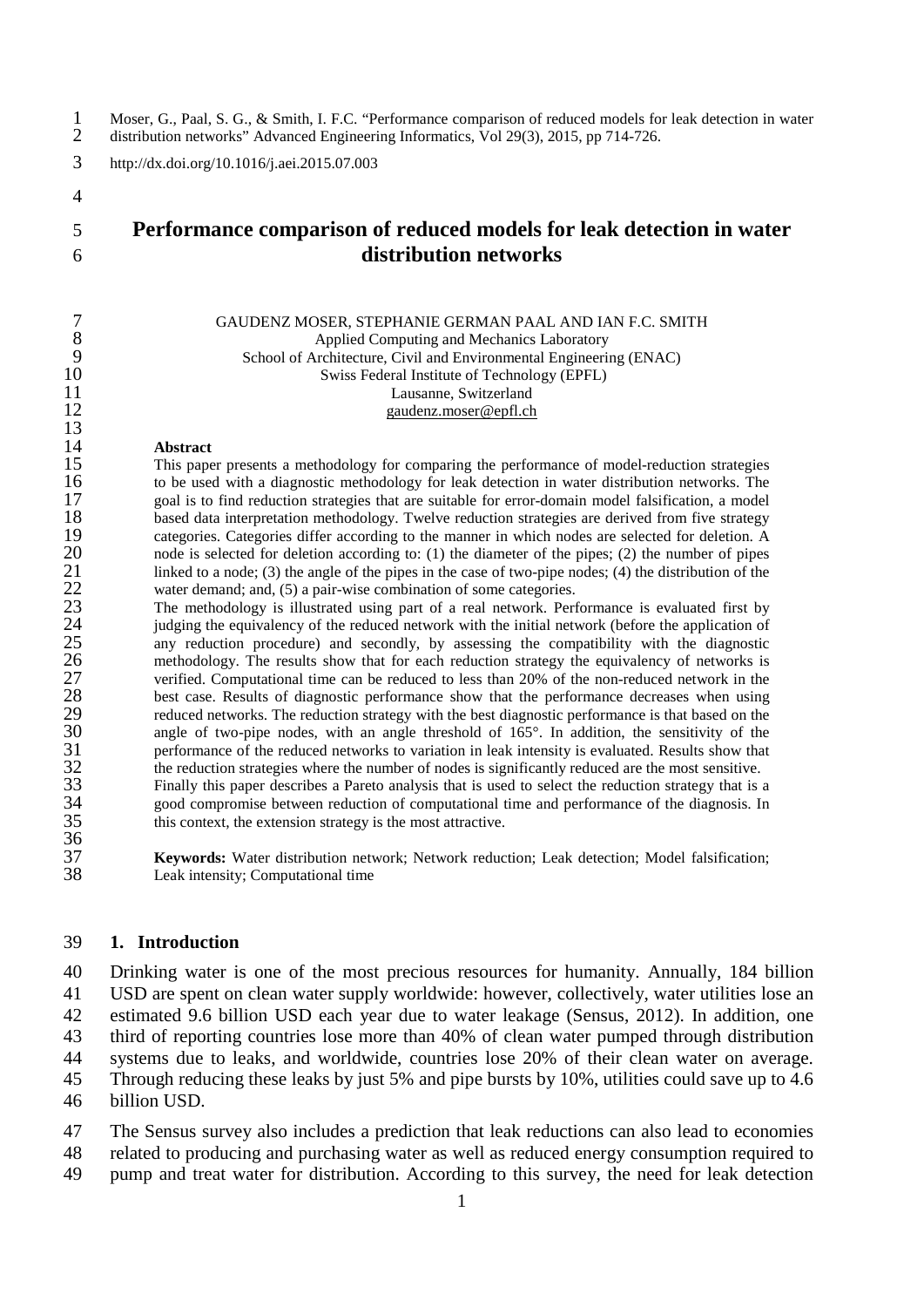Moser, G., Paal, S. G., & Smith, I. F.C. "Performance comparison of reduced models for leak detection in water distribution networks" Advanced Engineering Informatics, Vol 29(3), 2015, pp 714-726.

http://dx.doi.org/10.1016/j.aei.2015.07.003

# Performance comparison of reduced models for leak detection in water distribution networks

GAUDENZ MOSER, STEPHANIE GERMAN PAAL AND IAN F.C. SMITH
Applied Computing and Mechanics Laboratory
School of Architecture, Civil and Environmental Engineering (ENAC)
Swiss Federal Institute of Technology (EPFL)
Lausanne, Switzerland
gaudenz.moser@epfl.ch

**Abstract**

This paper presents a methodology for comparing the performance of model-reduction strategies to be used with a diagnostic methodology for leak detection in water distribution networks. The goal is to find reduction strategies that are suitable for error-domain model falsification, a model based data interpretation methodology. Twelve reduction strategies are derived from five strategy categories. Categories differ according to the manner in which nodes are selected for deletion. A node is selected for deletion according to: (1) the diameter of the pipes; (2) the number of pipes linked to a node; (3) the angle of the pipes in the case of two-pipe nodes; (4) the distribution of the water demand; and, (5) a pair-wise combination of some categories.

The methodology is illustrated using part of a real network. Performance is evaluated first by judging the equivalency of the reduced network with the initial network (before the application of any reduction procedure) and secondly, by assessing the compatibility with the diagnostic methodology. The results show that for each reduction strategy the equivalency of networks is verified. Computational time can be reduced to less than 20% of the non-reduced network in the best case. Results of diagnostic performance show that the performance decreases when using reduced networks. The reduction strategy with the best diagnostic performance is that based on the angle of two-pipe nodes, with an angle threshold of 165°. In addition, the sensitivity of the performance of the reduced networks to variation in leak intensity is evaluated. Results show that the reduction strategies where the number of nodes is significantly reduced are the most sensitive.

Finally this paper describes a Pareto analysis that is used to select the reduction strategy that is a good compromise between reduction of computational time and performance of the diagnosis. In this context, the extension strategy is the most attractive.

**Keywords:** Water distribution network; Network reduction; Leak detection; Model falsification; Leak intensity; Computational time

## 1. Introduction

Drinking water is one of the most precious resources for humanity. Annually, 184 billion USD are spent on clean water supply worldwide: however, collectively, water utilities lose an estimated 9.6 billion USD each year due to water leakage (Sensus, 2012). In addition, one third of reporting countries lose more than 40% of clean water pumped through distribution systems due to leaks, and worldwide, countries lose 20% of their clean water on average. Through reducing these leaks by just 5% and pipe bursts by 10%, utilities could save up to 4.6 billion USD.

The Sensus survey also includes a prediction that leak reductions can also lead to economies related to producing and purchasing water as well as reduced energy consumption required to pump and treat water for distribution. According to this survey, the need for leak detection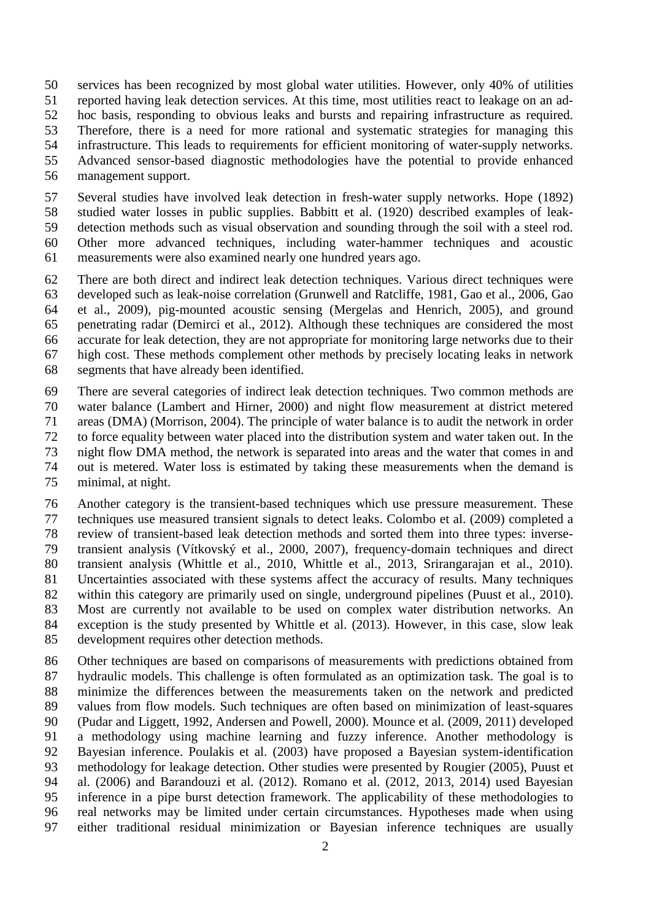services has been recognized by most global water utilities. However, only 40% of utilities reported having leak detection services. At this time, most utilities react to leakage on an ad-hoc basis, responding to obvious leaks and bursts and repairing infrastructure as required. Therefore, there is a need for more rational and systematic strategies for managing this infrastructure. This leads to requirements for efficient monitoring of water-supply networks. Advanced sensor-based diagnostic methodologies have the potential to provide enhanced management support.

Several studies have involved leak detection in fresh-water supply networks. Hope (1892) studied water losses in public supplies. Babbitt et al. (1920) described examples of leak-detection methods such as visual observation and sounding through the soil with a steel rod. Other more advanced techniques, including water-hammer techniques and acoustic measurements were also examined nearly one hundred years ago.

There are both direct and indirect leak detection techniques. Various direct techniques were developed such as leak-noise correlation (Grunwell and Ratcliffe, 1981, Gao et al., 2006, Gao et al., 2009), pig-mounted acoustic sensing (Mergelas and Henrich, 2005), and ground penetrating radar (Demirci et al., 2012). Although these techniques are considered the most accurate for leak detection, they are not appropriate for monitoring large networks due to their high cost. These methods complement other methods by precisely locating leaks in network segments that have already been identified.

There are several categories of indirect leak detection techniques. Two common methods are water balance (Lambert and Hirner, 2000) and night flow measurement at district metered areas (DMA) (Morrison, 2004). The principle of water balance is to audit the network in order to force equality between water placed into the distribution system and water taken out. In the night flow DMA method, the network is separated into areas and the water that comes in and out is metered. Water loss is estimated by taking these measurements when the demand is minimal, at night.

Another category is the transient-based techniques which use pressure measurement. These techniques use measured transient signals to detect leaks. Colombo et al. (2009) completed a review of transient-based leak detection methods and sorted them into three types: inverse-transient analysis (Vítkovský et al., 2000, 2007), frequency-domain techniques and direct transient analysis (Whittle et al., 2010, Whittle et al., 2013, Srirangarajan et al., 2010). Uncertainties associated with these systems affect the accuracy of results. Many techniques within this category are primarily used on single, underground pipelines (Puust et al., 2010). Most are currently not available to be used on complex water distribution networks. An exception is the study presented by Whittle et al. (2013). However, in this case, slow leak development requires other detection methods.

Other techniques are based on comparisons of measurements with predictions obtained from hydraulic models. This challenge is often formulated as an optimization task. The goal is to minimize the differences between the measurements taken on the network and predicted values from flow models. Such techniques are often based on minimization of least-squares (Pudar and Liggett, 1992, Andersen and Powell, 2000). Mounce et al. (2009, 2011) developed a methodology using machine learning and fuzzy inference. Another methodology is Bayesian inference. Poulakis et al. (2003) have proposed a Bayesian system-identification methodology for leakage detection. Other studies were presented by Rougier (2005), Puust et al. (2006) and Barandouzi et al. (2012). Romano et al. (2012, 2013, 2014) used Bayesian inference in a pipe burst detection framework. The applicability of these methodologies to real networks may be limited under certain circumstances. Hypotheses made when using either traditional residual minimization or Bayesian inference techniques are usually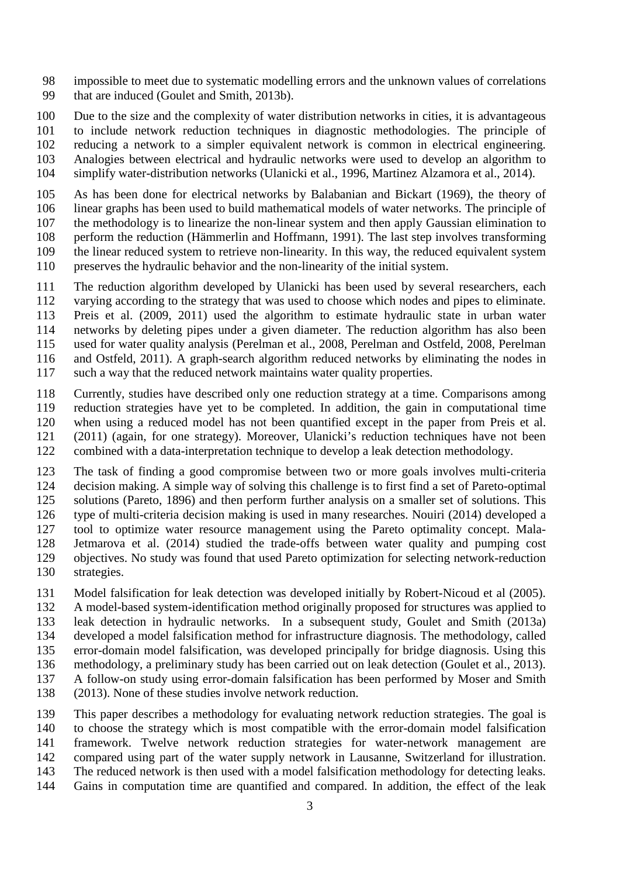impossible to meet due to systematic modelling errors and the unknown values of correlations that are induced (Goulet and Smith, 2013b).

Due to the size and the complexity of water distribution networks in cities, it is advantageous to include network reduction techniques in diagnostic methodologies. The principle of reducing a network to a simpler equivalent network is common in electrical engineering. Analogies between electrical and hydraulic networks were used to develop an algorithm to simplify water-distribution networks (Ulanicki et al., 1996, Martinez Alzamora et al., 2014).

As has been done for electrical networks by Balabanian and Bickart (1969), the theory of linear graphs has been used to build mathematical models of water networks. The principle of the methodology is to linearize the non-linear system and then apply Gaussian elimination to perform the reduction (Hämmerlin and Hoffmann, 1991). The last step involves transforming the linear reduced system to retrieve non-linearity. In this way, the reduced equivalent system preserves the hydraulic behavior and the non-linearity of the initial system.

The reduction algorithm developed by Ulanicki has been used by several researchers, each varying according to the strategy that was used to choose which nodes and pipes to eliminate. Preis et al. (2009, 2011) used the algorithm to estimate hydraulic state in urban water networks by deleting pipes under a given diameter. The reduction algorithm has also been used for water quality analysis (Perelman et al., 2008, Perelman and Ostfeld, 2008, Perelman and Ostfeld, 2011). A graph-search algorithm reduced networks by eliminating the nodes in such a way that the reduced network maintains water quality properties.

Currently, studies have described only one reduction strategy at a time. Comparisons among reduction strategies have yet to be completed. In addition, the gain in computational time when using a reduced model has not been quantified except in the paper from Preis et al. (2011) (again, for one strategy). Moreover, Ulanicki's reduction techniques have not been combined with a data-interpretation technique to develop a leak detection methodology.

The task of finding a good compromise between two or more goals involves multi-criteria decision making. A simple way of solving this challenge is to first find a set of Pareto-optimal solutions (Pareto, 1896) and then perform further analysis on a smaller set of solutions. This type of multi-criteria decision making is used in many researches. Nouiri (2014) developed a tool to optimize water resource management using the Pareto optimality concept. Mala-Jetmarova et al. (2014) studied the trade-offs between water quality and pumping cost objectives. No study was found that used Pareto optimization for selecting network-reduction strategies.

Model falsification for leak detection was developed initially by Robert-Nicoud et al (2005). A model-based system-identification method originally proposed for structures was applied to leak detection in hydraulic networks. In a subsequent study, Goulet and Smith (2013a) developed a model falsification method for infrastructure diagnosis. The methodology, called error-domain model falsification, was developed principally for bridge diagnosis. Using this methodology, a preliminary study has been carried out on leak detection (Goulet et al., 2013). A follow-on study using error-domain falsification has been performed by Moser and Smith (2013). None of these studies involve network reduction.

This paper describes a methodology for evaluating network reduction strategies. The goal is to choose the strategy which is most compatible with the error-domain model falsification framework. Twelve network reduction strategies for water-network management are compared using part of the water supply network in Lausanne, Switzerland for illustration. The reduced network is then used with a model falsification methodology for detecting leaks. Gains in computation time are quantified and compared. In addition, the effect of the leak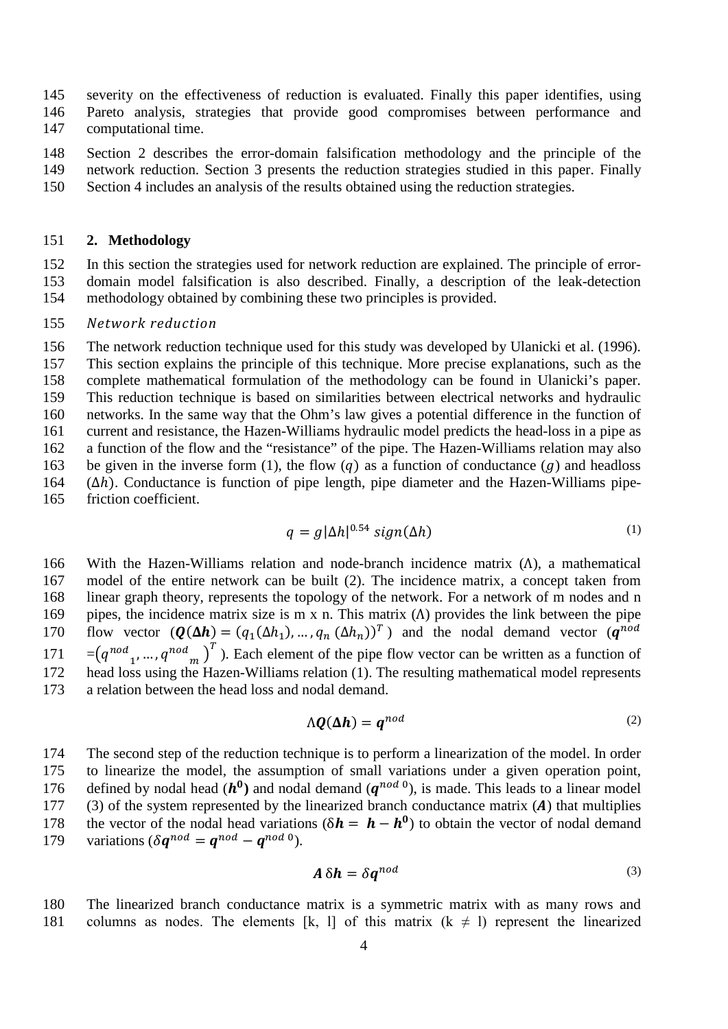severity on the effectiveness of reduction is evaluated. Finally this paper identifies, using Pareto analysis, strategies that provide good compromises between performance and computational time.

Section 2 describes the error-domain falsification methodology and the principle of the network reduction. Section 3 presents the reduction strategies studied in this paper. Finally Section 4 includes an analysis of the results obtained using the reduction strategies.

## 2. Methodology

In this section the strategies used for network reduction are explained. The principle of error-domain model falsification is also described. Finally, a description of the leak-detection methodology obtained by combining these two principles is provided.

*Network reduction*

The network reduction technique used for this study was developed by Ulanicki et al. (1996). This section explains the principle of this technique. More precise explanations, such as the complete mathematical formulation of the methodology can be found in Ulanicki's paper. This reduction technique is based on similarities between electrical networks and hydraulic networks. In the same way that the Ohm's law gives a potential difference in the function of current and resistance, the Hazen-Williams hydraulic model predicts the head-loss in a pipe as a function of the flow and the "resistance" of the pipe. The Hazen-Williams relation may also be given in the inverse form (1), the flow ($q$) as a function of conductance ($g$) and headloss ($\Delta h$). Conductance is function of pipe length, pipe diameter and the Hazen-Williams pipe-friction coefficient.

$$q = g|\Delta h|^{0.54}\, sign(\Delta h) \tag{1}$$

With the Hazen-Williams relation and node-branch incidence matrix ($\Lambda$), a mathematical model of the entire network can be built (2). The incidence matrix, a concept taken from linear graph theory, represents the topology of the network. For a network of m nodes and n pipes, the incidence matrix size is m x n. This matrix ($\Lambda$) provides the link between the pipe flow vector ($\boldsymbol{Q}(\boldsymbol{\Delta h}) = (q_1(\Delta h_1), \ldots, q_n(\Delta h_n))^T$) and the nodal demand vector ($\boldsymbol{q}^{nod} = \left({q^{nod}}_1, \ldots, {q^{nod}}_m\right)^T$). Each element of the pipe flow vector can be written as a function of head loss using the Hazen-Williams relation (1). The resulting mathematical model represents a relation between the head loss and nodal demand.

$$\Lambda \boldsymbol{Q}(\boldsymbol{\Delta h}) = \boldsymbol{q}^{nod} \tag{2}$$

The second step of the reduction technique is to perform a linearization of the model. In order to linearize the model, the assumption of small variations under a given operation point, defined by nodal head ($\boldsymbol{h^0}$) and nodal demand ($\boldsymbol{q}^{nod\,0}$), is made. This leads to a linear model (3) of the system represented by the linearized branch conductance matrix ($\boldsymbol{A}$) that multiplies the vector of the nodal head variations ($\delta \boldsymbol{h} = \boldsymbol{h} - \boldsymbol{h^0}$) to obtain the vector of nodal demand variations ($\delta \boldsymbol{q}^{nod} = \boldsymbol{q}^{nod} - \boldsymbol{q}^{nod\,0}$).

$$\boldsymbol{A}\,\delta \boldsymbol{h} = \delta \boldsymbol{q}^{nod} \tag{3}$$

The linearized branch conductance matrix is a symmetric matrix with as many rows and columns as nodes. The elements [k, l] of this matrix (k $\neq$ l) represent the linearized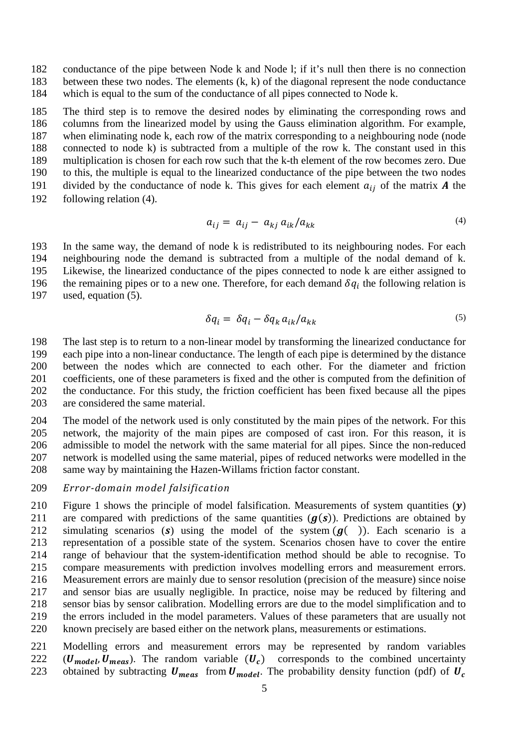conductance of the pipe between Node k and Node l; if it's null then there is no connection between these two nodes. The elements (k, k) of the diagonal represent the node conductance which is equal to the sum of the conductance of all pipes connected to Node k.

The third step is to remove the desired nodes by eliminating the corresponding rows and columns from the linearized model by using the Gauss elimination algorithm. For example, when eliminating node k, each row of the matrix corresponding to a neighbouring node (node connected to node k) is subtracted from a multiple of the row k. The constant used in this multiplication is chosen for each row such that the k-th element of the row becomes zero. Due to this, the multiple is equal to the linearized conductance of the pipe between the two nodes divided by the conductance of node k. This gives for each element $a_{ij}$ of the matrix $\boldsymbol{A}$ the following relation (4).

$$a_{ij} = a_{ij} - a_{kj}\, a_{ik}/a_{kk} \tag{4}$$

In the same way, the demand of node k is redistributed to its neighbouring nodes. For each neighbouring node the demand is subtracted from a multiple of the nodal demand of k. Likewise, the linearized conductance of the pipes connected to node k are either assigned to the remaining pipes or to a new one. Therefore, for each demand $\delta q_i$ the following relation is used, equation (5).

$$\delta q_i = \delta q_i - \delta q_k\, a_{ik}/a_{kk} \tag{5}$$

The last step is to return to a non-linear model by transforming the linearized conductance for each pipe into a non-linear conductance. The length of each pipe is determined by the distance between the nodes which are connected to each other. For the diameter and friction coefficients, one of these parameters is fixed and the other is computed from the definition of the conductance. For this study, the friction coefficient has been fixed because all the pipes are considered the same material.

The model of the network used is only constituted by the main pipes of the network. For this network, the majority of the main pipes are composed of cast iron. For this reason, it is admissible to model the network with the same material for all pipes. Since the non-reduced network is modelled using the same material, pipes of reduced networks were modelled in the same way by maintaining the Hazen-Willams friction factor constant.

### *Error-domain model falsification*

Figure 1 shows the principle of model falsification. Measurements of system quantities ($\boldsymbol{y}$) are compared with predictions of the same quantities ($\boldsymbol{g}(\boldsymbol{s})$). Predictions are obtained by simulating scenarios ($\boldsymbol{s}$) using the model of the system ($\boldsymbol{g}(\;)$). Each scenario is a representation of a possible state of the system. Scenarios chosen have to cover the entire range of behaviour that the system-identification method should be able to recognise. To compare measurements with prediction involves modelling errors and measurement errors. Measurement errors are mainly due to sensor resolution (precision of the measure) since noise and sensor bias are usually negligible. In practice, noise may be reduced by filtering and sensor bias by sensor calibration. Modelling errors are due to the model simplification and to the errors included in the model parameters. Values of these parameters that are usually not known precisely are based either on the network plans, measurements or estimations.

Modelling errors and measurement errors may be represented by random variables ($\boldsymbol{U_{model}}, \boldsymbol{U_{meas}}$). The random variable ($\boldsymbol{U_c}$) corresponds to the combined uncertainty obtained by subtracting $\boldsymbol{U_{meas}}$ from $\boldsymbol{U_{model}}$. The probability density function (pdf) of $\boldsymbol{U_c}$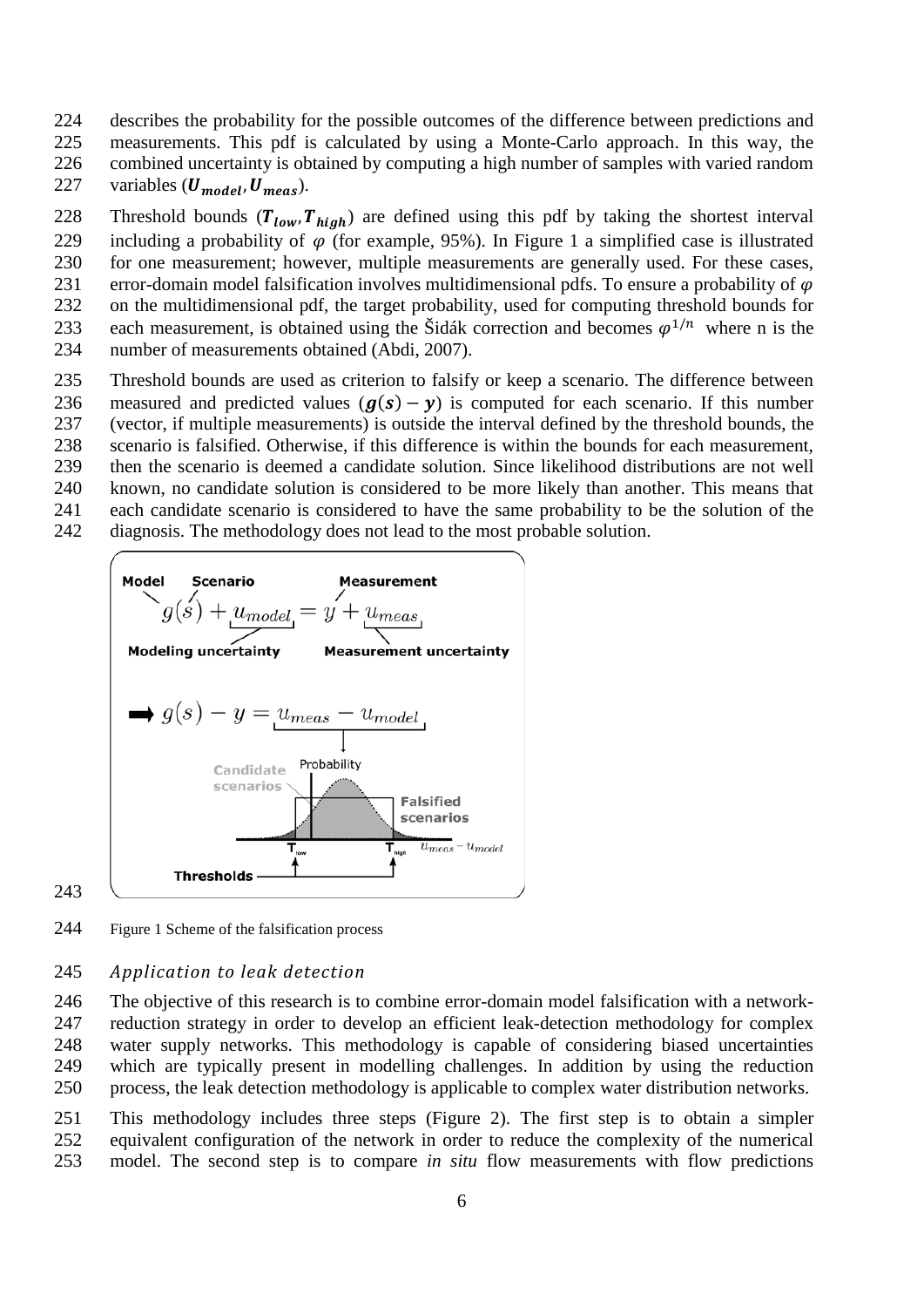describes the probability for the possible outcomes of the difference between predictions and measurements. This pdf is calculated by using a Monte-Carlo approach. In this way, the combined uncertainty is obtained by computing a high number of samples with varied random variables ($\boldsymbol{U_{model}}, \boldsymbol{U_{meas}}$).

Threshold bounds ($\boldsymbol{T_{low}}, \boldsymbol{T_{high}}$) are defined using this pdf by taking the shortest interval including a probability of $\varphi$ (for example, 95%). In Figure 1 a simplified case is illustrated for one measurement; however, multiple measurements are generally used. For these cases, error-domain model falsification involves multidimensional pdfs. To ensure a probability of $\varphi$ on the multidimensional pdf, the target probability, used for computing threshold bounds for each measurement, is obtained using the Šidák correction and becomes $\varphi^{1/n}$ where n is the number of measurements obtained (Abdi, 2007).

Threshold bounds are used as criterion to falsify or keep a scenario. The difference between measured and predicted values ($\boldsymbol{g(s)} - \boldsymbol{y}$) is computed for each scenario. If this number (vector, if multiple measurements) is outside the interval defined by the threshold bounds, the scenario is falsified. Otherwise, if this difference is within the bounds for each measurement, then the scenario is deemed a candidate solution. Since likelihood distributions are not well known, no candidate solution is considered to be more likely than another. This means that each candidate scenario is considered to have the same probability to be the solution of the diagnosis. The methodology does not lead to the most probable solution.

Model Scenario Measurement

$$g(s) + u_{model} = y + u_{meas}$$

Modeling uncertainty Measurement uncertainty

$$\Rightarrow g(s) - y = u_{meas} - u_{model}$$

Candidate scenarios Probability Falsified scenarios $T_{low}$ $T_{high}$ $u_{meas} - u_{model}$ Thresholds

Figure 1 Scheme of the falsification process

### *Application to leak detection*

The objective of this research is to combine error-domain model falsification with a network-reduction strategy in order to develop an efficient leak-detection methodology for complex water supply networks. This methodology is capable of considering biased uncertainties which are typically present in modelling challenges. In addition by using the reduction process, the leak detection methodology is applicable to complex water distribution networks.

This methodology includes three steps (Figure 2). The first step is to obtain a simpler equivalent configuration of the network in order to reduce the complexity of the numerical model. The second step is to compare *in situ* flow measurements with flow predictions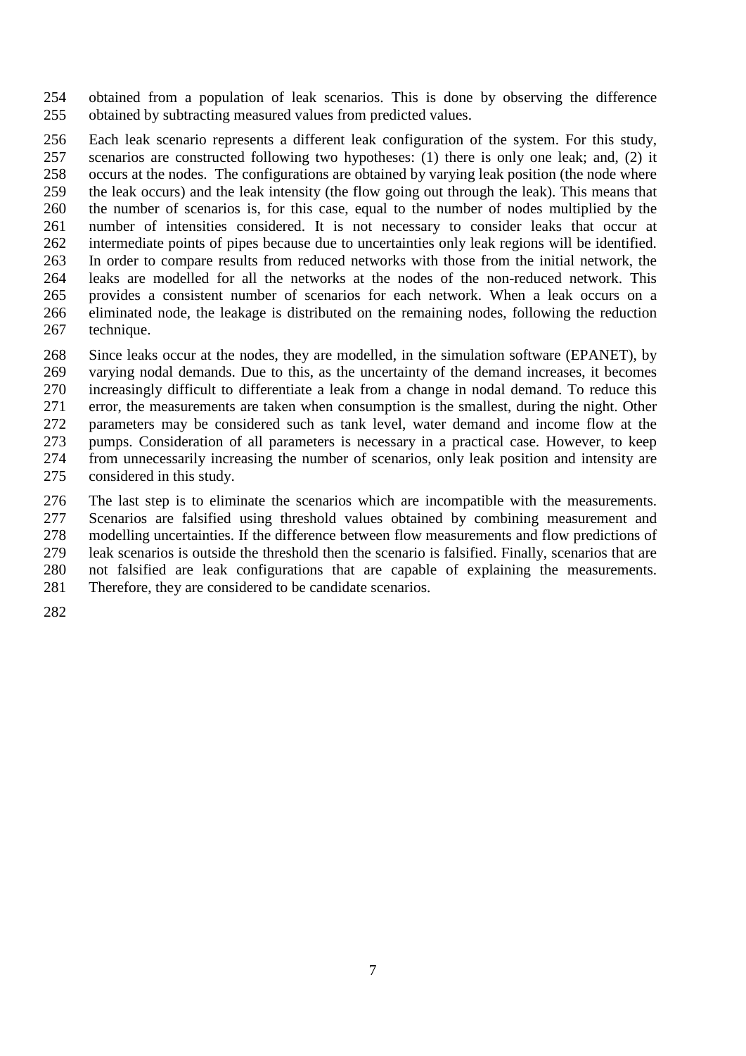obtained from a population of leak scenarios. This is done by observing the difference obtained by subtracting measured values from predicted values.

Each leak scenario represents a different leak configuration of the system. For this study, scenarios are constructed following two hypotheses: (1) there is only one leak; and, (2) it occurs at the nodes. The configurations are obtained by varying leak position (the node where the leak occurs) and the leak intensity (the flow going out through the leak). This means that the number of scenarios is, for this case, equal to the number of nodes multiplied by the number of intensities considered. It is not necessary to consider leaks that occur at intermediate points of pipes because due to uncertainties only leak regions will be identified. In order to compare results from reduced networks with those from the initial network, the leaks are modelled for all the networks at the nodes of the non-reduced network. This provides a consistent number of scenarios for each network. When a leak occurs on a eliminated node, the leakage is distributed on the remaining nodes, following the reduction technique.

Since leaks occur at the nodes, they are modelled, in the simulation software (EPANET), by varying nodal demands. Due to this, as the uncertainty of the demand increases, it becomes increasingly difficult to differentiate a leak from a change in nodal demand. To reduce this error, the measurements are taken when consumption is the smallest, during the night. Other parameters may be considered such as tank level, water demand and income flow at the pumps. Consideration of all parameters is necessary in a practical case. However, to keep from unnecessarily increasing the number of scenarios, only leak position and intensity are considered in this study.

The last step is to eliminate the scenarios which are incompatible with the measurements. Scenarios are falsified using threshold values obtained by combining measurement and modelling uncertainties. If the difference between flow measurements and flow predictions of leak scenarios is outside the threshold then the scenario is falsified. Finally, scenarios that are not falsified are leak configurations that are capable of explaining the measurements. Therefore, they are considered to be candidate scenarios.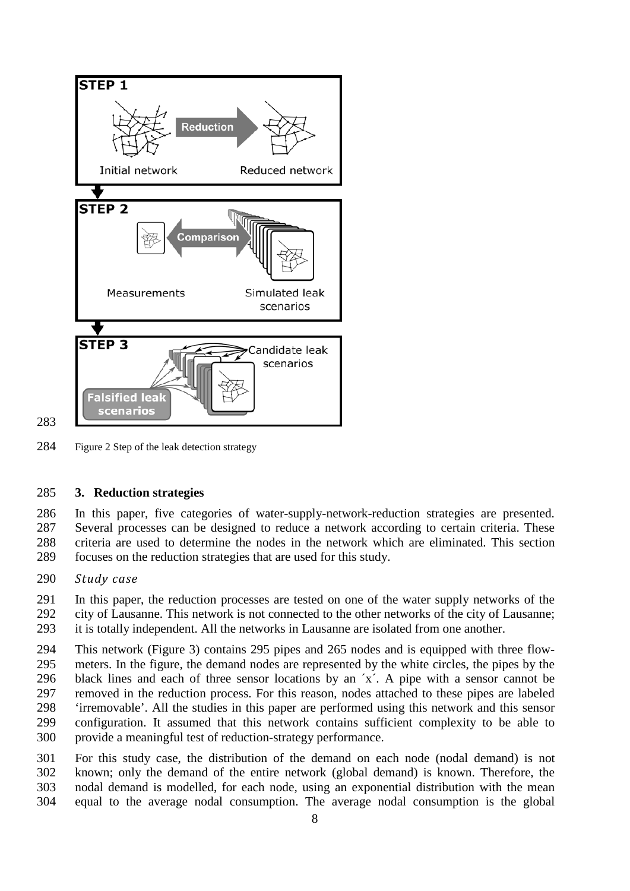Figure 2 Step of the leak detection strategy

## 3. Reduction strategies

In this paper, five categories of water-supply-network-reduction strategies are presented. Several processes can be designed to reduce a network according to certain criteria. These criteria are used to determine the nodes in the network which are eliminated. This section focuses on the reduction strategies that are used for this study.

*Study case*

In this paper, the reduction processes are tested on one of the water supply networks of the city of Lausanne. This network is not connected to the other networks of the city of Lausanne; it is totally independent. All the networks in Lausanne are isolated from one another.

This network (Figure 3) contains 295 pipes and 265 nodes and is equipped with three flow-meters. In the figure, the demand nodes are represented by the white circles, the pipes by the black lines and each of three sensor locations by an ´x´. A pipe with a sensor cannot be removed in the reduction process. For this reason, nodes attached to these pipes are labeled 'irremovable'. All the studies in this paper are performed using this network and this sensor configuration. It assumed that this network contains sufficient complexity to be able to provide a meaningful test of reduction-strategy performance.

For this study case, the distribution of the demand on each node (nodal demand) is not known; only the demand of the entire network (global demand) is known. Therefore, the nodal demand is modelled, for each node, using an exponential distribution with the mean equal to the average nodal consumption. The average nodal consumption is the global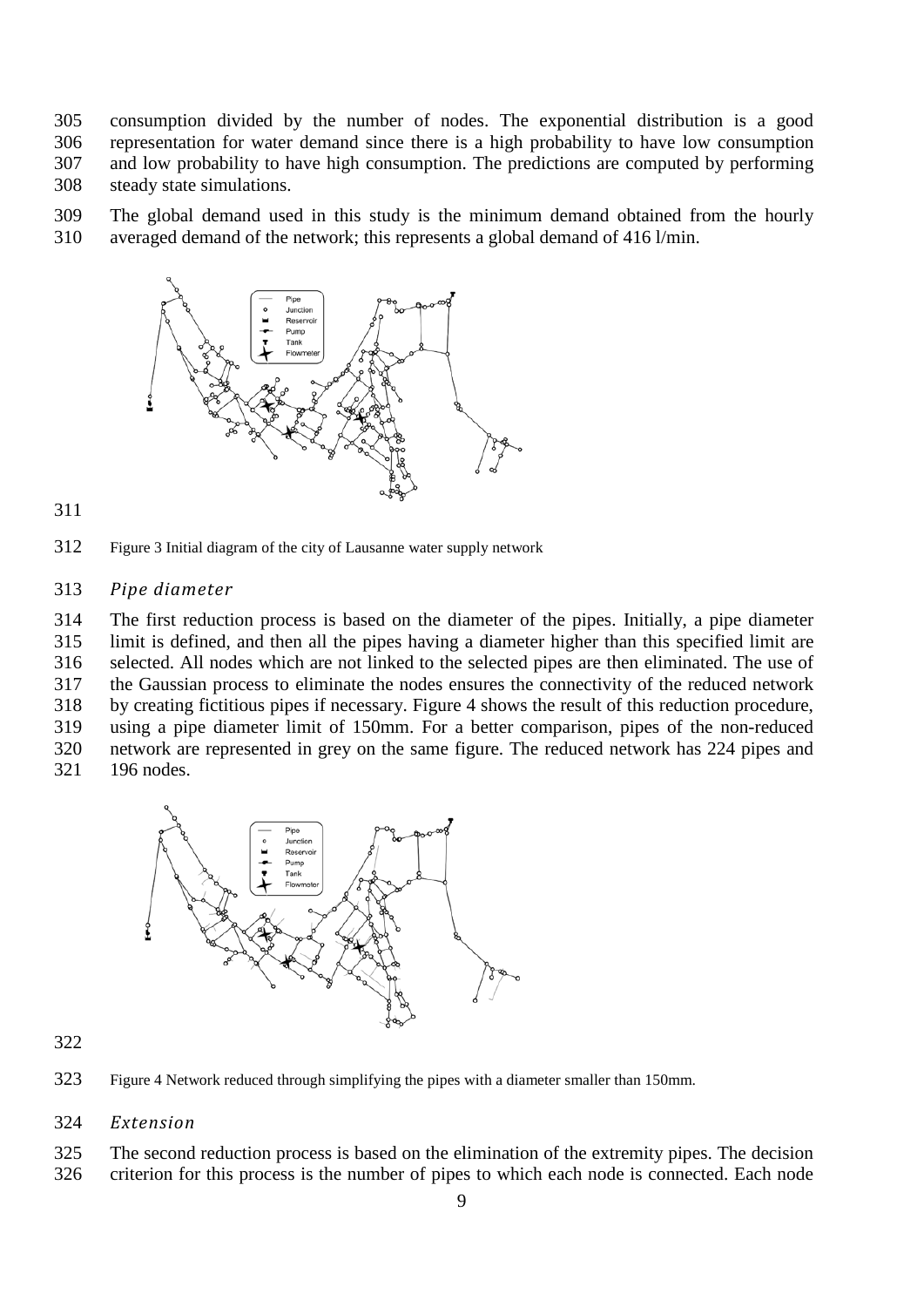consumption divided by the number of nodes. The exponential distribution is a good representation for water demand since there is a high probability to have low consumption and low probability to have high consumption. The predictions are computed by performing steady state simulations.

The global demand used in this study is the minimum demand obtained from the hourly averaged demand of the network; this represents a global demand of 416 l/min.

Figure 3 Initial diagram of the city of Lausanne water supply network

### *Pipe diameter*

The first reduction process is based on the diameter of the pipes. Initially, a pipe diameter limit is defined, and then all the pipes having a diameter higher than this specified limit are selected. All nodes which are not linked to the selected pipes are then eliminated. The use of the Gaussian process to eliminate the nodes ensures the connectivity of the reduced network by creating fictitious pipes if necessary. Figure 4 shows the result of this reduction procedure, using a pipe diameter limit of 150mm. For a better comparison, pipes of the non-reduced network are represented in grey on the same figure. The reduced network has 224 pipes and 196 nodes.

Figure 4 Network reduced through simplifying the pipes with a diameter smaller than 150mm.

### *Extension*

The second reduction process is based on the elimination of the extremity pipes. The decision criterion for this process is the number of pipes to which each node is connected. Each node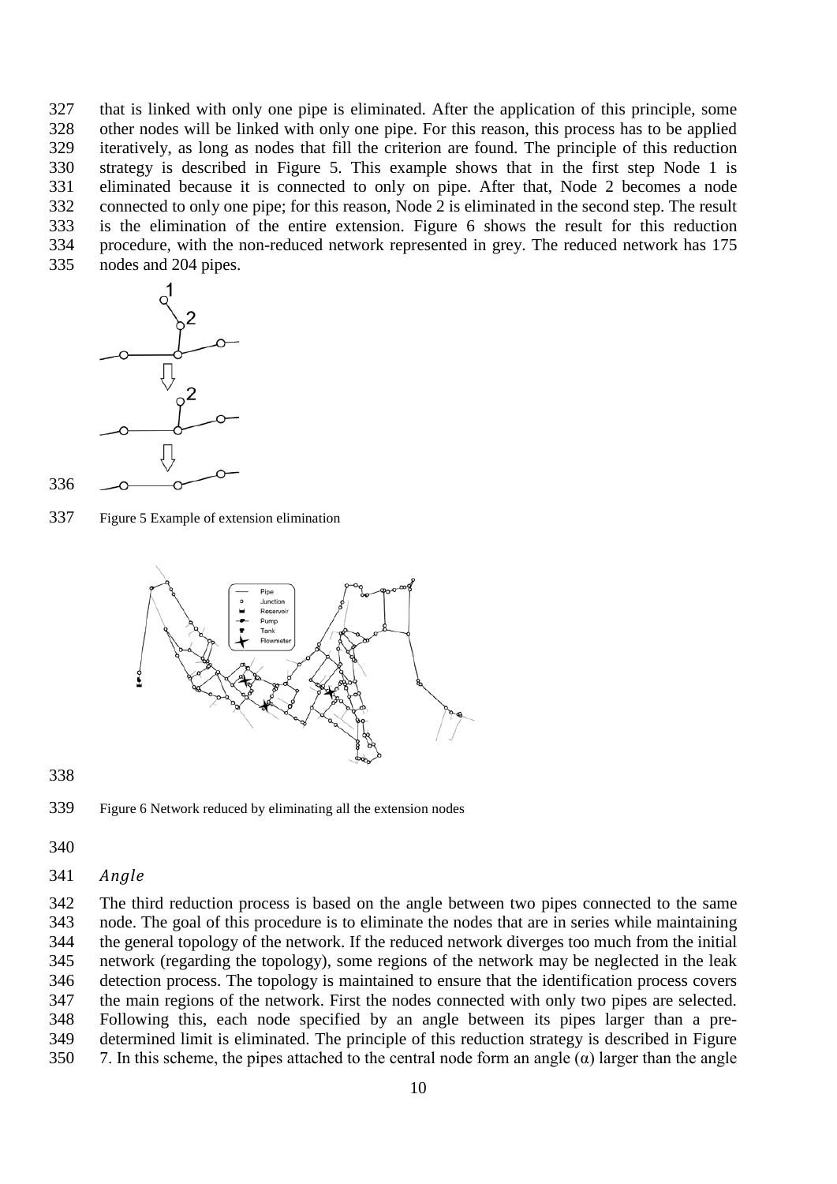that is linked with only one pipe is eliminated. After the application of this principle, some other nodes will be linked with only one pipe. For this reason, this process has to be applied iteratively, as long as nodes that fill the criterion are found. The principle of this reduction strategy is described in Figure 5. This example shows that in the first step Node 1 is eliminated because it is connected to only on pipe. After that, Node 2 becomes a node connected to only one pipe; for this reason, Node 2 is eliminated in the second step. The result is the elimination of the entire extension. Figure 6 shows the result for this reduction procedure, with the non-reduced network represented in grey. The reduced network has 175 nodes and 204 pipes.

Figure 5 Example of extension elimination

Figure 6 Network reduced by eliminating all the extension nodes

*Angle*

The third reduction process is based on the angle between two pipes connected to the same node. The goal of this procedure is to eliminate the nodes that are in series while maintaining the general topology of the network. If the reduced network diverges too much from the initial network (regarding the topology), some regions of the network may be neglected in the leak detection process. The topology is maintained to ensure that the identification process covers the main regions of the network. First the nodes connected with only two pipes are selected. Following this, each node specified by an angle between its pipes larger than a pre-determined limit is eliminated. The principle of this reduction strategy is described in Figure 7. In this scheme, the pipes attached to the central node form an angle ($\alpha$) larger than the angle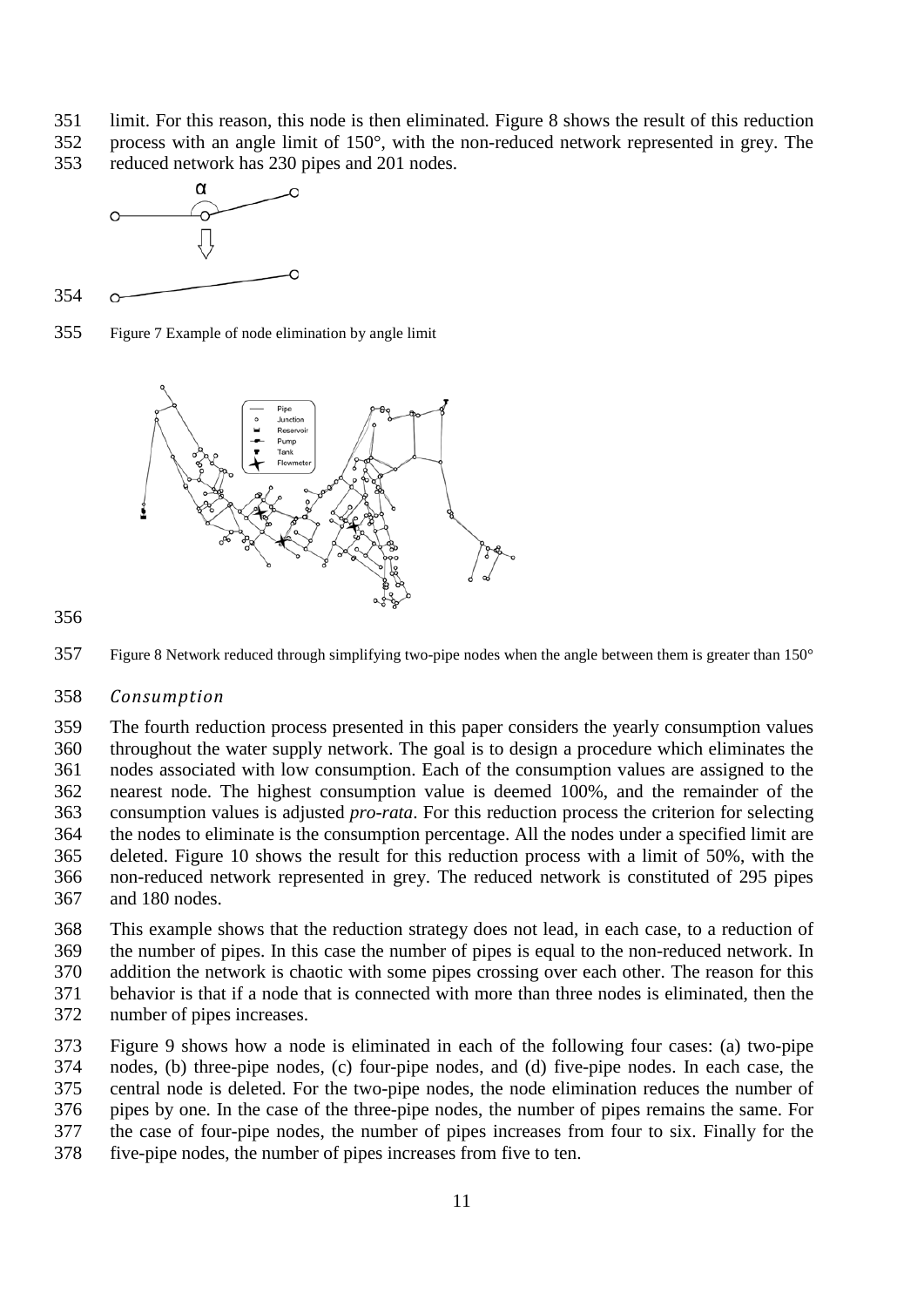limit. For this reason, this node is then eliminated. Figure 8 shows the result of this reduction process with an angle limit of 150°, with the non-reduced network represented in grey. The reduced network has 230 pipes and 201 nodes.

Figure 7 Example of node elimination by angle limit

Figure 8 Network reduced through simplifying two-pipe nodes when the angle between them is greater than 150°

### *Consumption*

The fourth reduction process presented in this paper considers the yearly consumption values throughout the water supply network. The goal is to design a procedure which eliminates the nodes associated with low consumption. Each of the consumption values are assigned to the nearest node. The highest consumption value is deemed 100%, and the remainder of the consumption values is adjusted *pro-rata*. For this reduction process the criterion for selecting the nodes to eliminate is the consumption percentage. All the nodes under a specified limit are deleted. Figure 10 shows the result for this reduction process with a limit of 50%, with the non-reduced network represented in grey. The reduced network is constituted of 295 pipes and 180 nodes.

This example shows that the reduction strategy does not lead, in each case, to a reduction of the number of pipes. In this case the number of pipes is equal to the non-reduced network. In addition the network is chaotic with some pipes crossing over each other. The reason for this behavior is that if a node that is connected with more than three nodes is eliminated, then the number of pipes increases.

Figure 9 shows how a node is eliminated in each of the following four cases: (a) two-pipe nodes, (b) three-pipe nodes, (c) four-pipe nodes, and (d) five-pipe nodes. In each case, the central node is deleted. For the two-pipe nodes, the node elimination reduces the number of pipes by one. In the case of the three-pipe nodes, the number of pipes remains the same. For the case of four-pipe nodes, the number of pipes increases from four to six. Finally for the five-pipe nodes, the number of pipes increases from five to ten.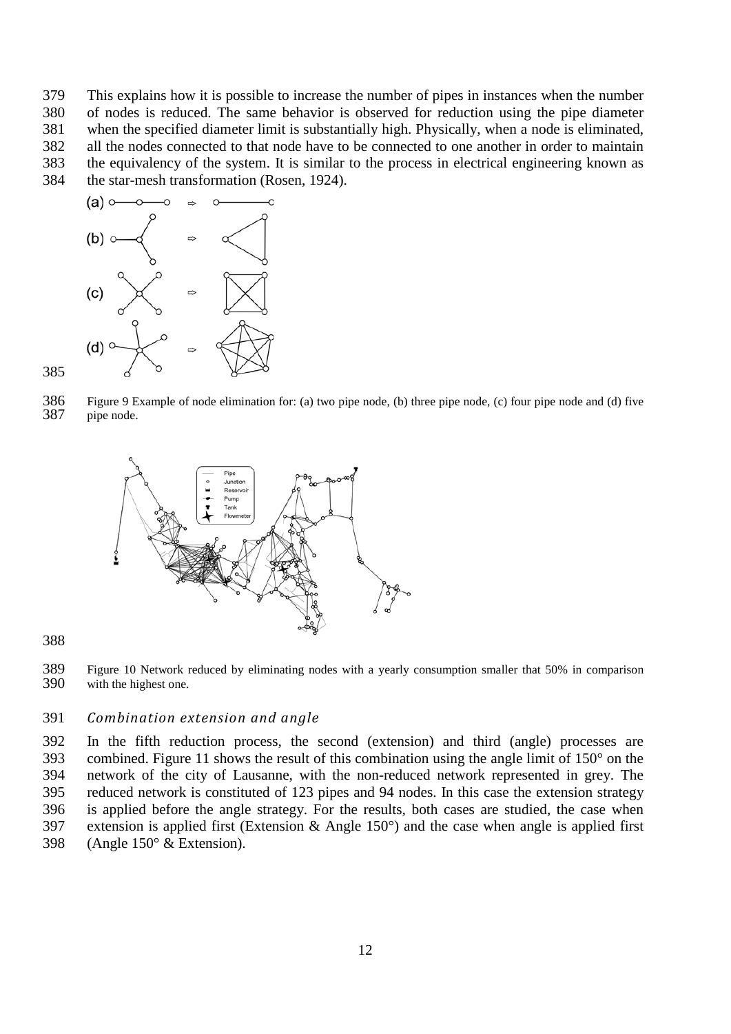This explains how it is possible to increase the number of pipes in instances when the number of nodes is reduced. The same behavior is observed for reduction using the pipe diameter when the specified diameter limit is substantially high. Physically, when a node is eliminated, all the nodes connected to that node have to be connected to one another in order to maintain the equivalency of the system. It is similar to the process in electrical engineering known as the star-mesh transformation (Rosen, 1924).

Figure 9 Example of node elimination for: (a) two pipe node, (b) three pipe node, (c) four pipe node and (d) five pipe node.

Figure 10 Network reduced by eliminating nodes with a yearly consumption smaller that 50% in comparison with the highest one.

### *Combination extension and angle*

In the fifth reduction process, the second (extension) and third (angle) processes are combined. Figure 11 shows the result of this combination using the angle limit of 150° on the network of the city of Lausanne, with the non-reduced network represented in grey. The reduced network is constituted of 123 pipes and 94 nodes. In this case the extension strategy is applied before the angle strategy. For the results, both cases are studied, the case when extension is applied first (Extension & Angle 150°) and the case when angle is applied first (Angle 150° & Extension).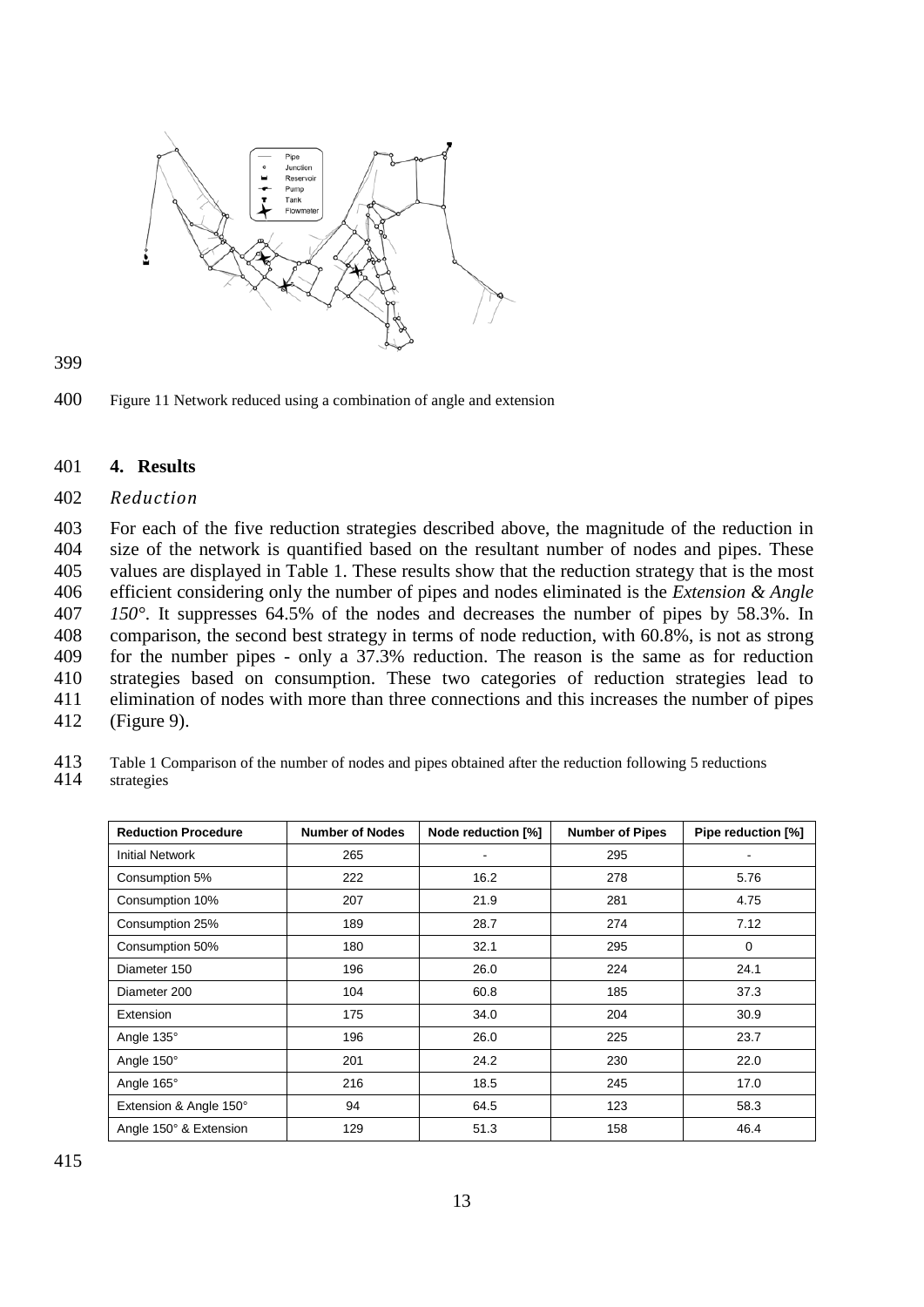Figure 11 Network reduced using a combination of angle and extension

## 4. Results

*Reduction*

For each of the five reduction strategies described above, the magnitude of the reduction in size of the network is quantified based on the resultant number of nodes and pipes. These values are displayed in Table 1. These results show that the reduction strategy that is the most efficient considering only the number of pipes and nodes eliminated is the *Extension & Angle 150°*. It suppresses 64.5% of the nodes and decreases the number of pipes by 58.3%. In comparison, the second best strategy in terms of node reduction, with 60.8%, is not as strong for the number pipes - only a 37.3% reduction. The reason is the same as for reduction strategies based on consumption. These two categories of reduction strategies lead to elimination of nodes with more than three connections and this increases the number of pipes (Figure 9).

Table 1 Comparison of the number of nodes and pipes obtained after the reduction following 5 reductions strategies

| Reduction Procedure | Number of Nodes | Node reduction [%] | Number of Pipes | Pipe reduction [%] |
|---|---|---|---|---|
| Initial Network | 265 | - | 295 | - |
| Consumption 5% | 222 | 16.2 | 278 | 5.76 |
| Consumption 10% | 207 | 21.9 | 281 | 4.75 |
| Consumption 25% | 189 | 28.7 | 274 | 7.12 |
| Consumption 50% | 180 | 32.1 | 295 | 0 |
| Diameter 150 | 196 | 26.0 | 224 | 24.1 |
| Diameter 200 | 104 | 60.8 | 185 | 37.3 |
| Extension | 175 | 34.0 | 204 | 30.9 |
| Angle 135° | 196 | 26.0 | 225 | 23.7 |
| Angle 150° | 201 | 24.2 | 230 | 22.0 |
| Angle 165° | 216 | 18.5 | 245 | 17.0 |
| Extension & Angle 150° | 94 | 64.5 | 123 | 58.3 |
| Angle 150° & Extension | 129 | 51.3 | 158 | 46.4 |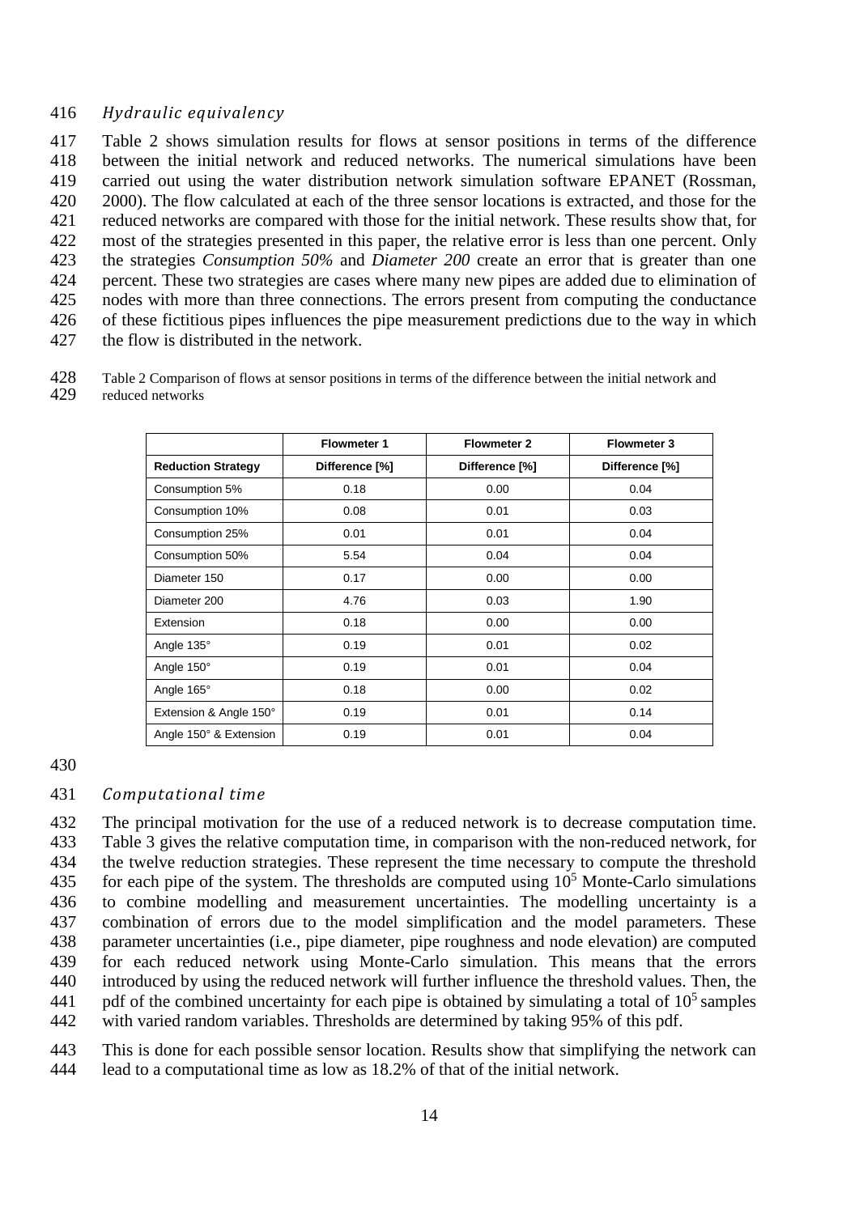*Hydraulic equivalency*

Table 2 shows simulation results for flows at sensor positions in terms of the difference between the initial network and reduced networks. The numerical simulations have been carried out using the water distribution network simulation software EPANET (Rossman, 2000). The flow calculated at each of the three sensor locations is extracted, and those for the reduced networks are compared with those for the initial network. These results show that, for most of the strategies presented in this paper, the relative error is less than one percent. Only the strategies *Consumption 50%* and *Diameter 200* create an error that is greater than one percent. These two strategies are cases where many new pipes are added due to elimination of nodes with more than three connections. The errors present from computing the conductance of these fictitious pipes influences the pipe measurement predictions due to the way in which the flow is distributed in the network.

Table 2 Comparison of flows at sensor positions in terms of the difference between the initial network and reduced networks

| | Flowmeter 1 | Flowmeter 2 | Flowmeter 3 |
|---|---|---|---|
| **Reduction Strategy** | **Difference [%]** | **Difference [%]** | **Difference [%]** |
| Consumption 5% | 0.18 | 0.00 | 0.04 |
| Consumption 10% | 0.08 | 0.01 | 0.03 |
| Consumption 25% | 0.01 | 0.01 | 0.04 |
| Consumption 50% | 5.54 | 0.04 | 0.04 |
| Diameter 150 | 0.17 | 0.00 | 0.00 |
| Diameter 200 | 4.76 | 0.03 | 1.90 |
| Extension | 0.18 | 0.00 | 0.00 |
| Angle 135° | 0.19 | 0.01 | 0.02 |
| Angle 150° | 0.19 | 0.01 | 0.04 |
| Angle 165° | 0.18 | 0.00 | 0.02 |
| Extension & Angle 150° | 0.19 | 0.01 | 0.14 |
| Angle 150° & Extension | 0.19 | 0.01 | 0.04 |

*Computational time*

The principal motivation for the use of a reduced network is to decrease computation time. Table 3 gives the relative computation time, in comparison with the non-reduced network, for the twelve reduction strategies. These represent the time necessary to compute the threshold for each pipe of the system. The thresholds are computed using $10^5$ Monte-Carlo simulations to combine modelling and measurement uncertainties. The modelling uncertainty is a combination of errors due to the model simplification and the model parameters. These parameter uncertainties (i.e., pipe diameter, pipe roughness and node elevation) are computed for each reduced network using Monte-Carlo simulation. This means that the errors introduced by using the reduced network will further influence the threshold values. Then, the pdf of the combined uncertainty for each pipe is obtained by simulating a total of $10^5$ samples with varied random variables. Thresholds are determined by taking 95% of this pdf.

This is done for each possible sensor location. Results show that simplifying the network can lead to a computational time as low as 18.2% of that of the initial network.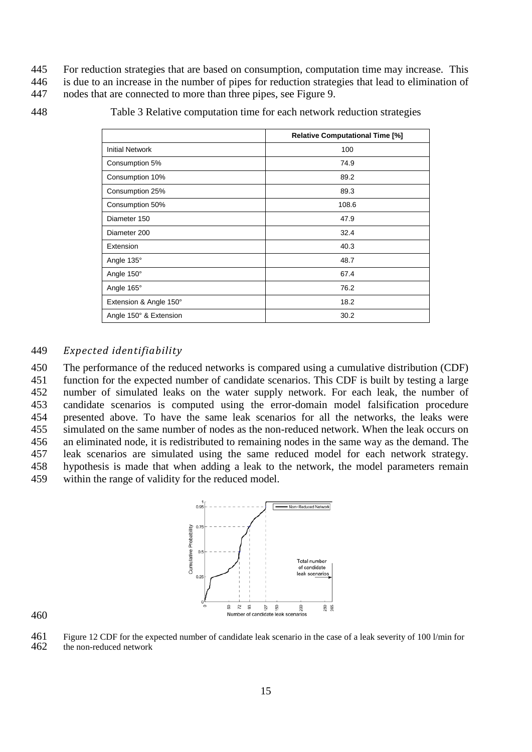For reduction strategies that are based on consumption, computation time may increase. This is due to an increase in the number of pipes for reduction strategies that lead to elimination of nodes that are connected to more than three pipes, see Figure 9.

Table 3 Relative computation time for each network reduction strategies

| | Relative Computational Time [%] |
|---|---|
| Initial Network | 100 |
| Consumption 5% | 74.9 |
| Consumption 10% | 89.2 |
| Consumption 25% | 89.3 |
| Consumption 50% | 108.6 |
| Diameter 150 | 47.9 |
| Diameter 200 | 32.4 |
| Extension | 40.3 |
| Angle 135° | 48.7 |
| Angle 150° | 67.4 |
| Angle 165° | 76.2 |
| Extension & Angle 150° | 18.2 |
| Angle 150° & Extension | 30.2 |

### *Expected identifiability*

The performance of the reduced networks is compared using a cumulative distribution (CDF) function for the expected number of candidate scenarios. This CDF is built by testing a large number of simulated leaks on the water supply network. For each leak, the number of candidate scenarios is computed using the error-domain model falsification procedure presented above. To have the same leak scenarios for all the networks, the leaks were simulated on the same number of nodes as the non-reduced network. When the leak occurs on an eliminated node, it is redistributed to remaining nodes in the same way as the demand. The leak scenarios are simulated using the same reduced model for each network strategy. hypothesis is made that when adding a leak to the network, the model parameters remain within the range of validity for the reduced model.

Figure 12 CDF for the expected number of candidate leak scenario in the case of a leak severity of 100 l/min for the non-reduced network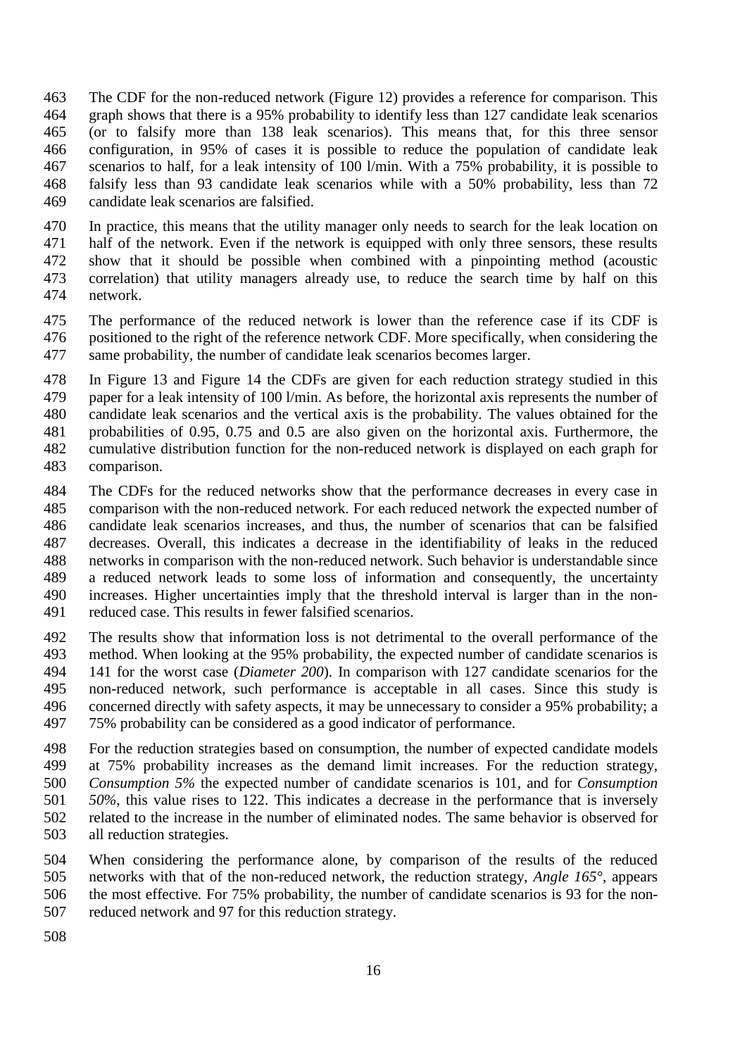The CDF for the non-reduced network (Figure 12) provides a reference for comparison. This graph shows that there is a 95% probability to identify less than 127 candidate leak scenarios (or to falsify more than 138 leak scenarios). This means that, for this three sensor configuration, in 95% of cases it is possible to reduce the population of candidate leak scenarios to half, for a leak intensity of 100 l/min. With a 75% probability, it is possible to falsify less than 93 candidate leak scenarios while with a 50% probability, less than 72 candidate leak scenarios are falsified.

In practice, this means that the utility manager only needs to search for the leak location on half of the network. Even if the network is equipped with only three sensors, these results show that it should be possible when combined with a pinpointing method (acoustic correlation) that utility managers already use, to reduce the search time by half on this network.

The performance of the reduced network is lower than the reference case if its CDF is positioned to the right of the reference network CDF. More specifically, when considering the same probability, the number of candidate leak scenarios becomes larger.

In Figure 13 and Figure 14 the CDFs are given for each reduction strategy studied in this paper for a leak intensity of 100 l/min. As before, the horizontal axis represents the number of candidate leak scenarios and the vertical axis is the probability. The values obtained for the probabilities of 0.95, 0.75 and 0.5 are also given on the horizontal axis. Furthermore, the cumulative distribution function for the non-reduced network is displayed on each graph for comparison.

The CDFs for the reduced networks show that the performance decreases in every case in comparison with the non-reduced network. For each reduced network the expected number of candidate leak scenarios increases, and thus, the number of scenarios that can be falsified decreases. Overall, this indicates a decrease in the identifiability of leaks in the reduced networks in comparison with the non-reduced network. Such behavior is understandable since a reduced network leads to some loss of information and consequently, the uncertainty increases. Higher uncertainties imply that the threshold interval is larger than in the non-reduced case. This results in fewer falsified scenarios.

The results show that information loss is not detrimental to the overall performance of the method. When looking at the 95% probability, the expected number of candidate scenarios is 141 for the worst case (*Diameter 200*). In comparison with 127 candidate scenarios for the non-reduced network, such performance is acceptable in all cases. Since this study is concerned directly with safety aspects, it may be unnecessary to consider a 95% probability; a 75% probability can be considered as a good indicator of performance.

For the reduction strategies based on consumption, the number of expected candidate models at 75% probability increases as the demand limit increases. For the reduction strategy, *Consumption 5%* the expected number of candidate scenarios is 101, and for *Consumption 50%*, this value rises to 122. This indicates a decrease in the performance that is inversely related to the increase in the number of eliminated nodes. The same behavior is observed for all reduction strategies.

When considering the performance alone, by comparison of the results of the reduced networks with that of the non-reduced network, the reduction strategy, *Angle 165°*, appears the most effective. For 75% probability, the number of candidate scenarios is 93 for the non-reduced network and 97 for this reduction strategy.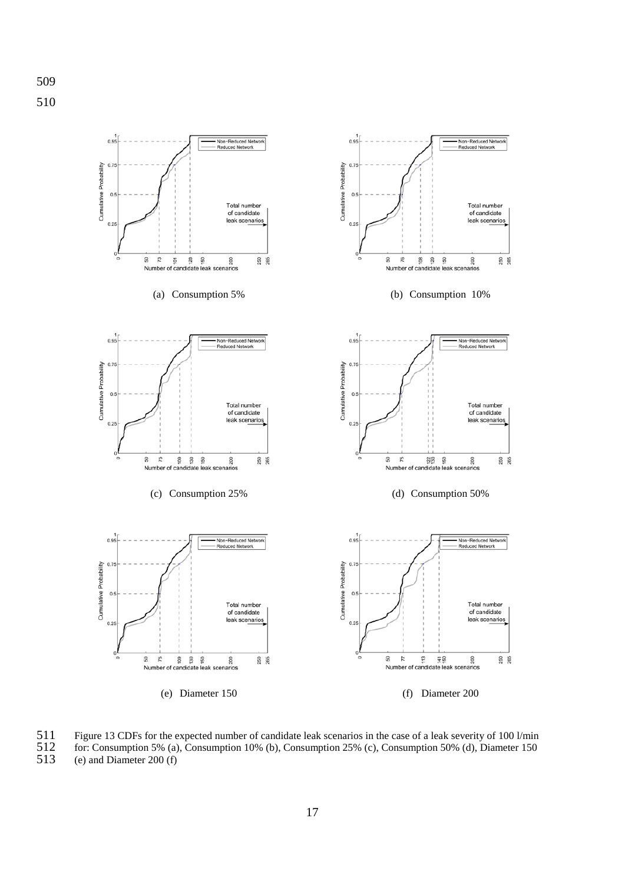(a) Consumption 5%

(b) Consumption 10%

(c) Consumption 25%

(d) Consumption 50%

(e) Diameter 150

(f) Diameter 200

Figure 13 CDFs for the expected number of candidate leak scenarios in the case of a leak severity of 100 l/min for: Consumption 5% (a), Consumption 10% (b), Consumption 25% (c), Consumption 50% (d), Diameter 150 (e) and Diameter 200 (f)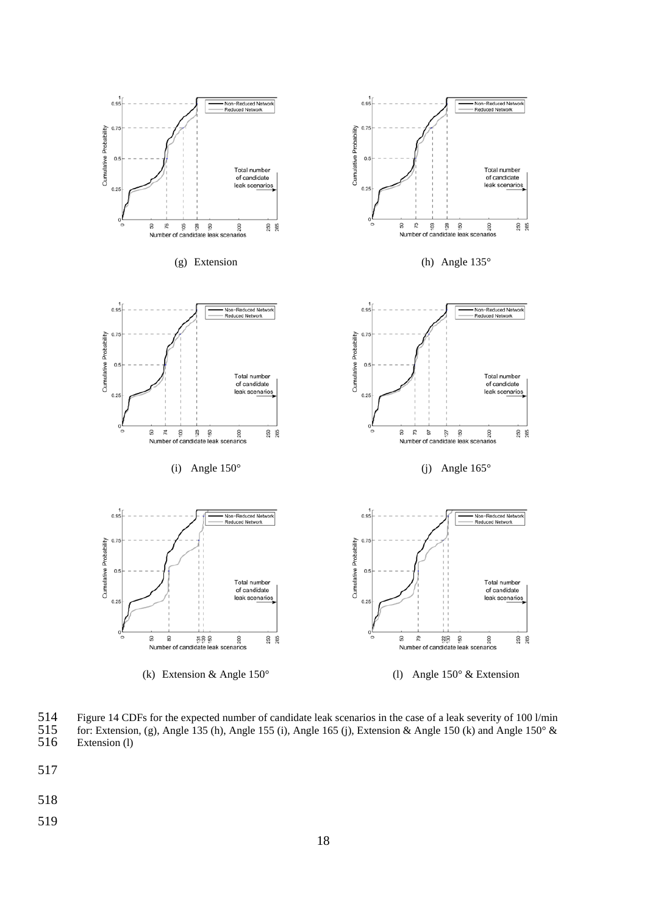(g) Extension

(h) Angle 135°

(i) Angle 150°

(j) Angle 165°

(k) Extension & Angle 150°

(l) Angle 150° & Extension

Figure 14 CDFs for the expected number of candidate leak scenarios in the case of a leak severity of 100 l/min for: Extension, (g), Angle 135 (h), Angle 155 (i), Angle 165 (j), Extension & Angle 150 (k) and Angle 150° & Extension (l)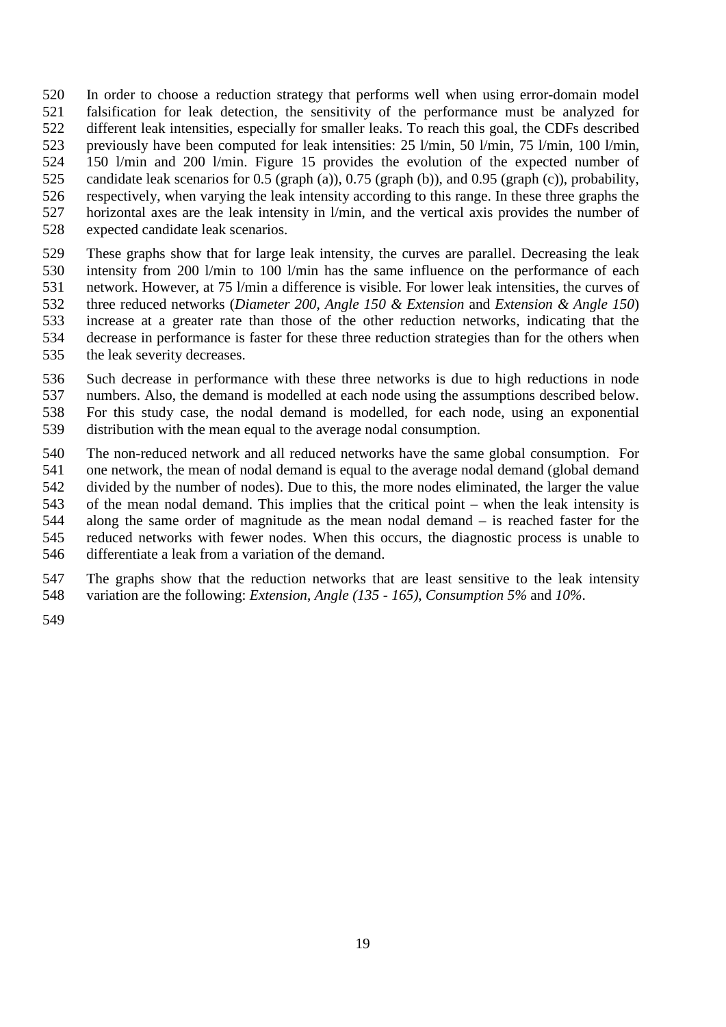In order to choose a reduction strategy that performs well when using error-domain model falsification for leak detection, the sensitivity of the performance must be analyzed for different leak intensities, especially for smaller leaks. To reach this goal, the CDFs described previously have been computed for leak intensities: 25 l/min, 50 l/min, 75 l/min, 100 l/min, 150 l/min and 200 l/min. Figure 15 provides the evolution of the expected number of candidate leak scenarios for 0.5 (graph (a)), 0.75 (graph (b)), and 0.95 (graph (c)), probability, respectively, when varying the leak intensity according to this range. In these three graphs the horizontal axes are the leak intensity in l/min, and the vertical axis provides the number of expected candidate leak scenarios.

These graphs show that for large leak intensity, the curves are parallel. Decreasing the leak intensity from 200 l/min to 100 l/min has the same influence on the performance of each network. However, at 75 l/min a difference is visible. For lower leak intensities, the curves of three reduced networks (*Diameter 200*, *Angle 150 & Extension* and *Extension & Angle 150*) increase at a greater rate than those of the other reduction networks, indicating that the decrease in performance is faster for these three reduction strategies than for the others when the leak severity decreases.

Such decrease in performance with these three networks is due to high reductions in node numbers. Also, the demand is modelled at each node using the assumptions described below. For this study case, the nodal demand is modelled, for each node, using an exponential distribution with the mean equal to the average nodal consumption.

The non-reduced network and all reduced networks have the same global consumption. For one network, the mean of nodal demand is equal to the average nodal demand (global demand divided by the number of nodes). Due to this, the more nodes eliminated, the larger the value of the mean nodal demand. This implies that the critical point – when the leak intensity is along the same order of magnitude as the mean nodal demand – is reached faster for the reduced networks with fewer nodes. When this occurs, the diagnostic process is unable to differentiate a leak from a variation of the demand.

The graphs show that the reduction networks that are least sensitive to the leak intensity variation are the following: *Extension*, *Angle (135 - 165)*, *Consumption 5%* and *10%*.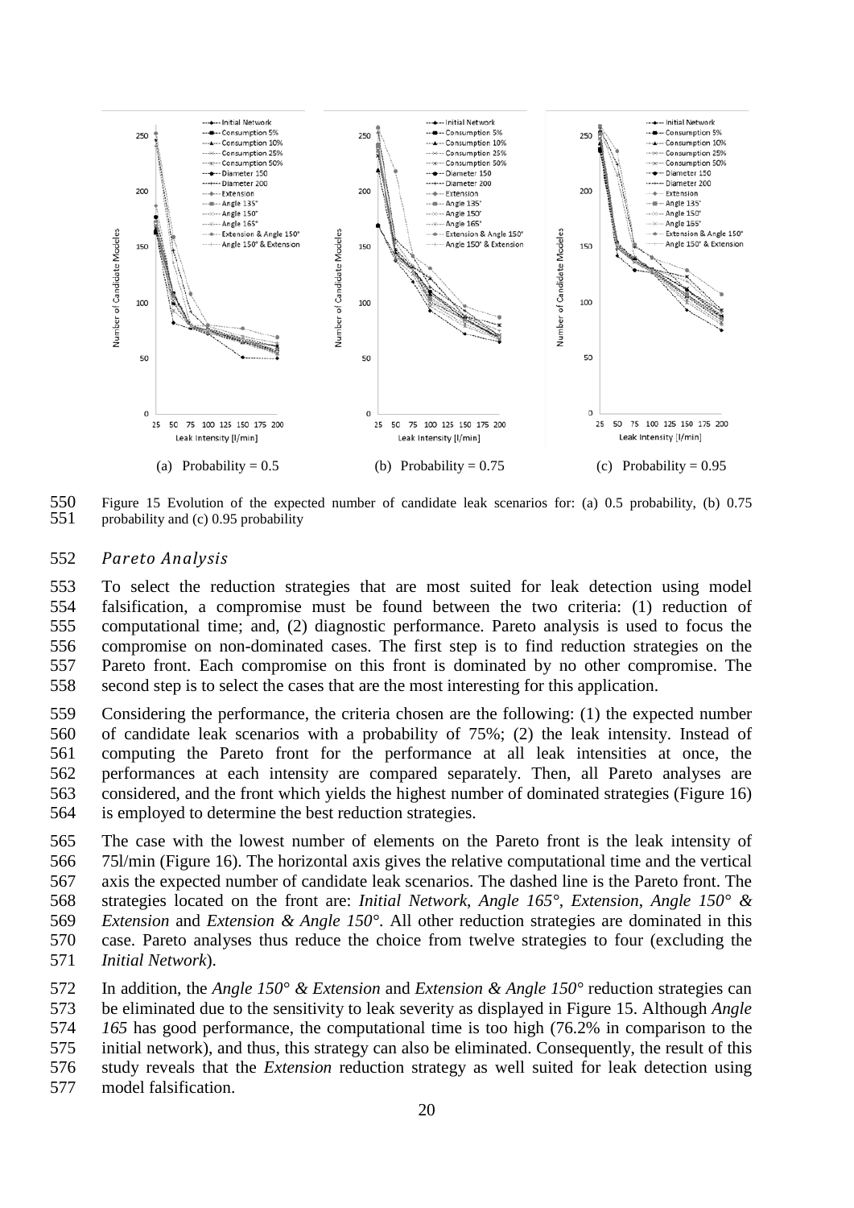(a) Probability = 0.5 (b) Probability = 0.75 (c) Probability = 0.95

Figure 15 Evolution of the expected number of candidate leak scenarios for: (a) 0.5 probability, (b) 0.75 probability and (c) 0.95 probability

### *Pareto Analysis*

To select the reduction strategies that are most suited for leak detection using model falsification, a compromise must be found between the two criteria: (1) reduction of computational time; and, (2) diagnostic performance. Pareto analysis is used to focus the compromise on non-dominated cases. The first step is to find reduction strategies on the Pareto front. Each compromise on this front is dominated by no other compromise. The second step is to select the cases that are the most interesting for this application.

Considering the performance, the criteria chosen are the following: (1) the expected number of candidate leak scenarios with a probability of 75%; (2) the leak intensity. Instead of computing the Pareto front for the performance at all leak intensities at once, the performances at each intensity are compared separately. Then, all Pareto analyses are considered, and the front which yields the highest number of dominated strategies (Figure 16) is employed to determine the best reduction strategies.

The case with the lowest number of elements on the Pareto front is the leak intensity of 75l/min (Figure 16). The horizontal axis gives the relative computational time and the vertical axis the expected number of candidate leak scenarios. The dashed line is the Pareto front. The strategies located on the front are: *Initial Network*, *Angle 165°*, *Extension*, *Angle 150° & Extension* and *Extension & Angle 150°*. All other reduction strategies are dominated in this case. Pareto analyses thus reduce the choice from twelve strategies to four (excluding the *Initial Network*).

In addition, the *Angle 150° & Extension* and *Extension & Angle 150°* reduction strategies can be eliminated due to the sensitivity to leak severity as displayed in Figure 15. Although *Angle 165* has good performance, the computational time is too high (76.2% in comparison to the initial network), and thus, this strategy can also be eliminated. Consequently, the result of this study reveals that the *Extension* reduction strategy as well suited for leak detection using model falsification.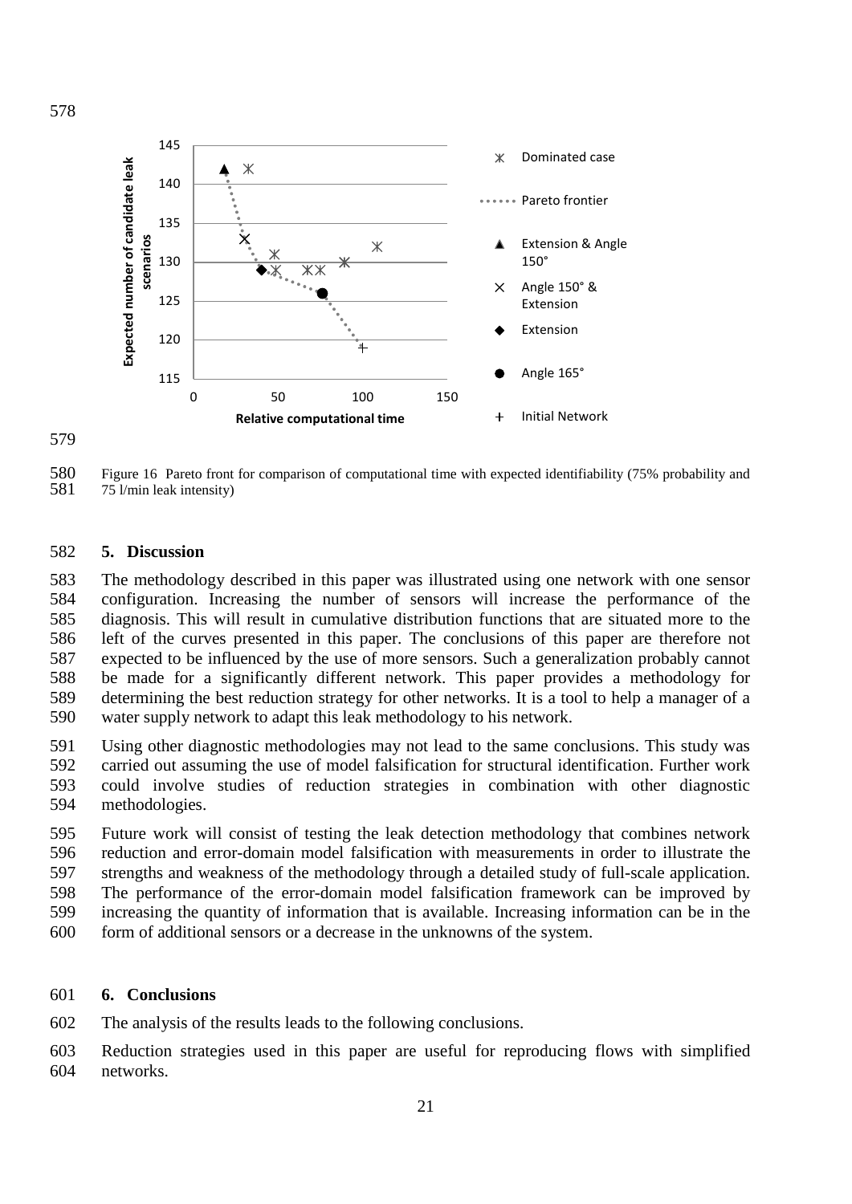Figure 16 Pareto front for comparison of computational time with expected identifiability (75% probability and 75 l/min leak intensity)

## 5. Discussion

The methodology described in this paper was illustrated using one network with one sensor configuration. Increasing the number of sensors will increase the performance of the diagnosis. This will result in cumulative distribution functions that are situated more to the left of the curves presented in this paper. The conclusions of this paper are therefore not expected to be influenced by the use of more sensors. Such a generalization probably cannot be made for a significantly different network. This paper provides a methodology for determining the best reduction strategy for other networks. It is a tool to help a manager of a water supply network to adapt this leak methodology to his network.

Using other diagnostic methodologies may not lead to the same conclusions. This study was carried out assuming the use of model falsification for structural identification. Further work could involve studies of reduction strategies in combination with other diagnostic methodologies.

Future work will consist of testing the leak detection methodology that combines network reduction and error-domain model falsification with measurements in order to illustrate the strengths and weakness of the methodology through a detailed study of full-scale application. The performance of the error-domain model falsification framework can be improved by increasing the quantity of information that is available. Increasing information can be in the form of additional sensors or a decrease in the unknowns of the system.

## 6. Conclusions

The analysis of the results leads to the following conclusions.

Reduction strategies used in this paper are useful for reproducing flows with simplified networks.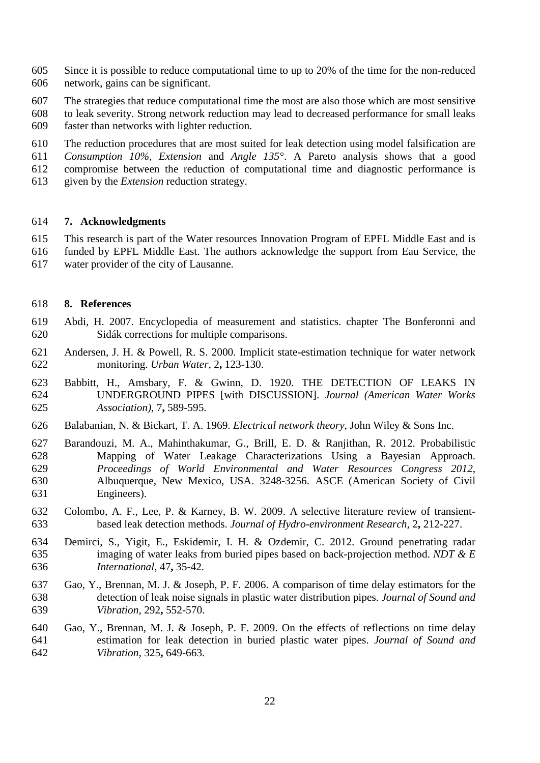Since it is possible to reduce computational time to up to 20% of the time for the non-reduced network, gains can be significant.

The strategies that reduce computational time the most are also those which are most sensitive to leak severity. Strong network reduction may lead to decreased performance for small leaks faster than networks with lighter reduction.

The reduction procedures that are most suited for leak detection using model falsification are *Consumption 10%*, *Extension* and *Angle 135°*. A Pareto analysis shows that a good compromise between the reduction of computational time and diagnostic performance is given by the *Extension* reduction strategy.

## 7. Acknowledgments

This research is part of the Water resources Innovation Program of EPFL Middle East and is funded by EPFL Middle East. The authors acknowledge the support from Eau Service, the water provider of the city of Lausanne.

## 8. References

Abdi, H. 2007. Encyclopedia of measurement and statistics. chapter The Bonferonni and Sidák corrections for multiple comparisons.

Andersen, J. H. & Powell, R. S. 2000. Implicit state-estimation technique for water network monitoring. *Urban Water,* 2**,** 123-130.

Babbitt, H., Amsbary, F. & Gwinn, D. 1920. THE DETECTION OF LEAKS IN UNDERGROUND PIPES [with DISCUSSION]. *Journal (American Water Works Association),* 7**,** 589-595.

Balabanian, N. & Bickart, T. A. 1969. *Electrical network theory*, John Wiley & Sons Inc.

Barandouzi, M. A., Mahinthakumar, G., Brill, E. D. & Ranjithan, R. 2012. Probabilistic Mapping of Water Leakage Characterizations Using a Bayesian Approach. *Proceedings of World Environmental and Water Resources Congress 2012*, Albuquerque, New Mexico, USA. 3248-3256. ASCE (American Society of Civil Engineers).

Colombo, A. F., Lee, P. & Karney, B. W. 2009. A selective literature review of transient-based leak detection methods. *Journal of Hydro-environment Research,* 2**,** 212-227.

Demirci, S., Yigit, E., Eskidemir, I. H. & Ozdemir, C. 2012. Ground penetrating radar imaging of water leaks from buried pipes based on back-projection method. *NDT & E International,* 47**,** 35-42.

Gao, Y., Brennan, M. J. & Joseph, P. F. 2006. A comparison of time delay estimators for the detection of leak noise signals in plastic water distribution pipes. *Journal of Sound and Vibration,* 292**,** 552-570.

Gao, Y., Brennan, M. J. & Joseph, P. F. 2009. On the effects of reflections on time delay estimation for leak detection in buried plastic water pipes. *Journal of Sound and Vibration,* 325**,** 649-663.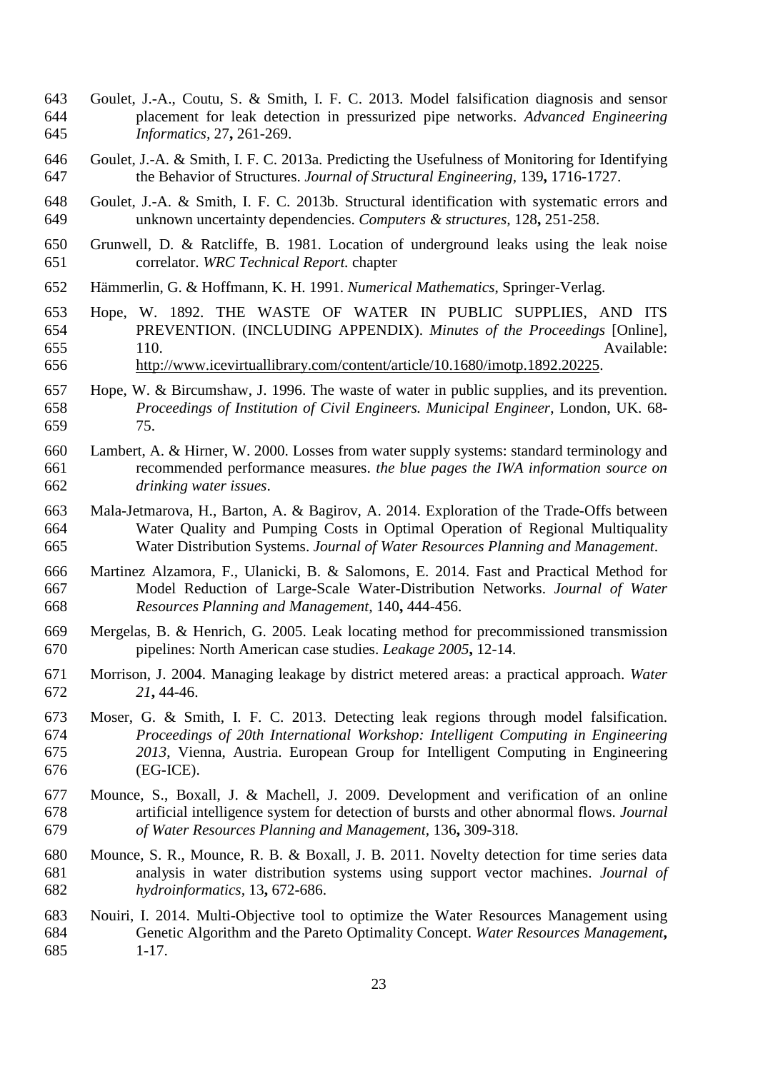Goulet, J.-A., Coutu, S. & Smith, I. F. C. 2013. Model falsification diagnosis and sensor placement for leak detection in pressurized pipe networks. *Advanced Engineering Informatics,* 27**,** 261-269.

Goulet, J.-A. & Smith, I. F. C. 2013a. Predicting the Usefulness of Monitoring for Identifying the Behavior of Structures. *Journal of Structural Engineering,* 139**,** 1716-1727.

Goulet, J.-A. & Smith, I. F. C. 2013b. Structural identification with systematic errors and unknown uncertainty dependencies. *Computers & structures,* 128**,** 251-258.

Grunwell, D. & Ratcliffe, B. 1981. Location of underground leaks using the leak noise correlator. *WRC Technical Report.* chapter

Hämmerlin, G. & Hoffmann, K. H. 1991. *Numerical Mathematics*, Springer-Verlag.

Hope, W. 1892. THE WASTE OF WATER IN PUBLIC SUPPLIES, AND ITS PREVENTION. (INCLUDING APPENDIX). *Minutes of the Proceedings* [Online], 110. Available: http://www.icevirtuallibrary.com/content/article/10.1680/imotp.1892.20225.

Hope, W. & Bircumshaw, J. 1996. The waste of water in public supplies, and its prevention. *Proceedings of Institution of Civil Engineers. Municipal Engineer*, London, UK. 68-75.

Lambert, A. & Hirner, W. 2000. Losses from water supply systems: standard terminology and recommended performance measures. *the blue pages the IWA information source on drinking water issues*.

Mala-Jetmarova, H., Barton, A. & Bagirov, A. 2014. Exploration of the Trade-Offs between Water Quality and Pumping Costs in Optimal Operation of Regional Multiquality Water Distribution Systems. *Journal of Water Resources Planning and Management*.

Martinez Alzamora, F., Ulanicki, B. & Salomons, E. 2014. Fast and Practical Method for Model Reduction of Large-Scale Water-Distribution Networks. *Journal of Water Resources Planning and Management,* 140**,** 444-456.

Mergelas, B. & Henrich, G. 2005. Leak locating method for precommissioned transmission pipelines: North American case studies. *Leakage 2005***,** 12-14.

Morrison, J. 2004. Managing leakage by district metered areas: a practical approach. *Water 21***,** 44-46.

Moser, G. & Smith, I. F. C. 2013. Detecting leak regions through model falsification. *Proceedings of 20th International Workshop: Intelligent Computing in Engineering 2013*, Vienna, Austria. European Group for Intelligent Computing in Engineering (EG-ICE).

Mounce, S., Boxall, J. & Machell, J. 2009. Development and verification of an online artificial intelligence system for detection of bursts and other abnormal flows. *Journal of Water Resources Planning and Management,* 136**,** 309-318.

Mounce, S. R., Mounce, R. B. & Boxall, J. B. 2011. Novelty detection for time series data analysis in water distribution systems using support vector machines. *Journal of hydroinformatics,* 13**,** 672-686.

Nouiri, I. 2014. Multi-Objective tool to optimize the Water Resources Management using Genetic Algorithm and the Pareto Optimality Concept. *Water Resources Management***,** 1-17.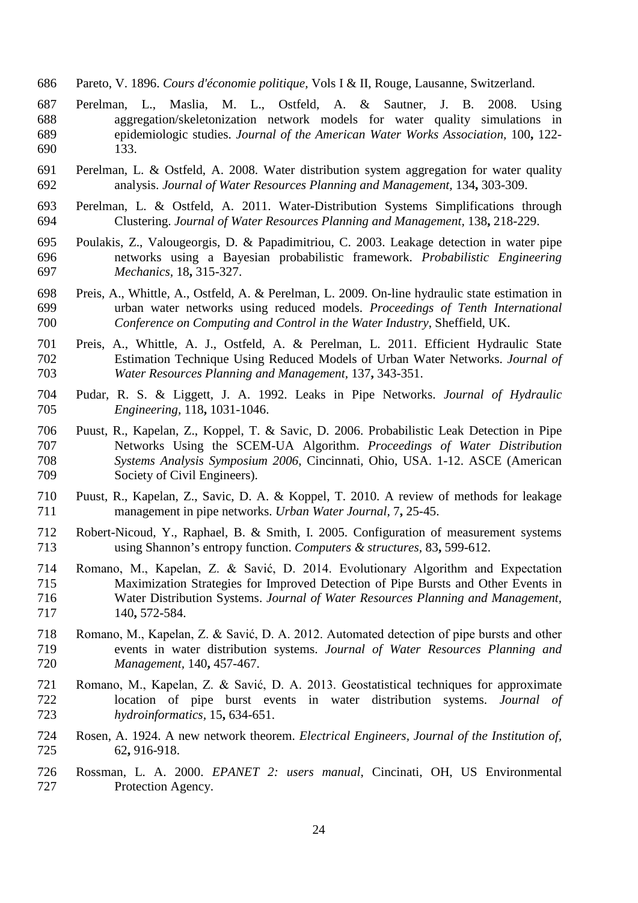Pareto, V. 1896. *Cours d'économie politique,* Vols I & II, Rouge, Lausanne, Switzerland.

Perelman, L., Maslia, M. L., Ostfeld, A. & Sautner, J. B. 2008. Using aggregation/skeletonization network models for water quality simulations in epidemiologic studies. *Journal of the American Water Works Association,* 100**,** 122-133.

Perelman, L. & Ostfeld, A. 2008. Water distribution system aggregation for water quality analysis. *Journal of Water Resources Planning and Management,* 134**,** 303-309.

Perelman, L. & Ostfeld, A. 2011. Water-Distribution Systems Simplifications through Clustering. *Journal of Water Resources Planning and Management,* 138**,** 218-229.

Poulakis, Z., Valougeorgis, D. & Papadimitriou, C. 2003. Leakage detection in water pipe networks using a Bayesian probabilistic framework. *Probabilistic Engineering Mechanics,* 18**,** 315-327.

Preis, A., Whittle, A., Ostfeld, A. & Perelman, L. 2009. On-line hydraulic state estimation in urban water networks using reduced models. *Proceedings of Tenth International Conference on Computing and Control in the Water Industry*, Sheffield, UK.

Preis, A., Whittle, A. J., Ostfeld, A. & Perelman, L. 2011. Efficient Hydraulic State Estimation Technique Using Reduced Models of Urban Water Networks. *Journal of Water Resources Planning and Management,* 137**,** 343-351.

Pudar, R. S. & Liggett, J. A. 1992. Leaks in Pipe Networks. *Journal of Hydraulic Engineering,* 118**,** 1031-1046.

Puust, R., Kapelan, Z., Koppel, T. & Savic, D. 2006. Probabilistic Leak Detection in Pipe Networks Using the SCEM-UA Algorithm. *Proceedings of Water Distribution Systems Analysis Symposium 2006*, Cincinnati, Ohio, USA. 1-12. ASCE (American Society of Civil Engineers).

Puust, R., Kapelan, Z., Savic, D. A. & Koppel, T. 2010. A review of methods for leakage management in pipe networks. *Urban Water Journal,* 7**,** 25-45.

Robert-Nicoud, Y., Raphael, B. & Smith, I. 2005. Configuration of measurement systems using Shannon's entropy function. *Computers & structures,* 83**,** 599-612.

Romano, M., Kapelan, Z. & Savić, D. 2014. Evolutionary Algorithm and Expectation Maximization Strategies for Improved Detection of Pipe Bursts and Other Events in Water Distribution Systems. *Journal of Water Resources Planning and Management,* 140**,** 572-584.

Romano, M., Kapelan, Z. & Savić, D. A. 2012. Automated detection of pipe bursts and other events in water distribution systems. *Journal of Water Resources Planning and Management*, 140**,** 457-467.

Romano, M., Kapelan, Z. & Savić, D. A. 2013. Geostatistical techniques for approximate location of pipe burst events in water distribution systems. *Journal of hydroinformatics,* 15**,** 634-651.

Rosen, A. 1924. A new network theorem. *Electrical Engineers, Journal of the Institution of,* 62**,** 916-918.

Rossman, L. A. 2000. *EPANET 2: users manual*, Cincinati, OH, US Environmental Protection Agency.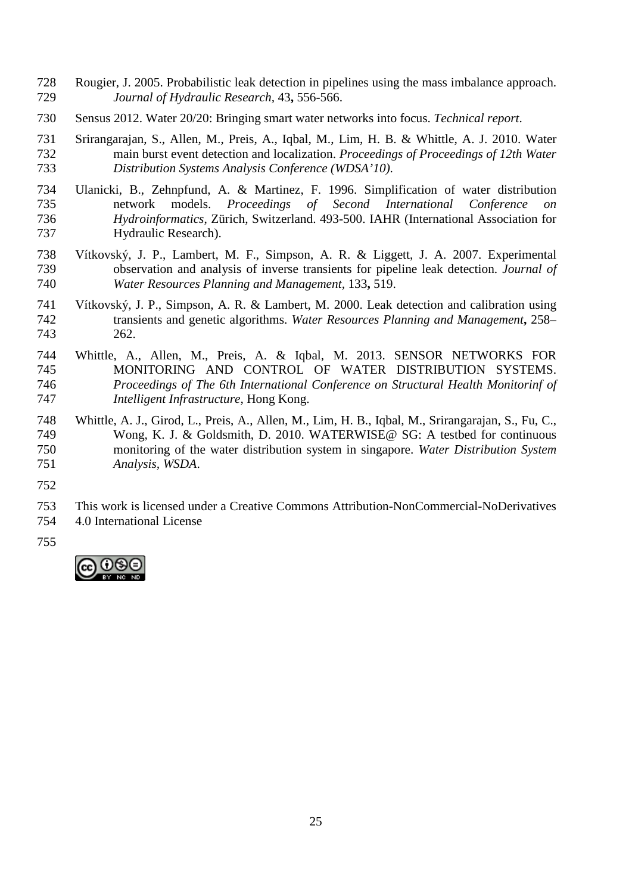Rougier, J. 2005. Probabilistic leak detection in pipelines using the mass imbalance approach. *Journal of Hydraulic Research*, 43**,** 556-566.

Sensus 2012. Water 20/20: Bringing smart water networks into focus. *Technical report*.

Srirangarajan, S., Allen, M., Preis, A., Iqbal, M., Lim, H. B. & Whittle, A. J. 2010. Water main burst event detection and localization. *Proceedings of Proceedings of 12th Water Distribution Systems Analysis Conference (WDSA'10)*.

Ulanicki, B., Zehnpfund, A. & Martinez, F. 1996. Simplification of water distribution network models. *Proceedings of Second International Conference on Hydroinformatics*, Zürich, Switzerland. 493-500. IAHR (International Association for Hydraulic Research).

Vítkovský, J. P., Lambert, M. F., Simpson, A. R. & Liggett, J. A. 2007. Experimental observation and analysis of inverse transients for pipeline leak detection. *Journal of Water Resources Planning and Management*, 133**,** 519.

Vítkovský, J. P., Simpson, A. R. & Lambert, M. 2000. Leak detection and calibration using transients and genetic algorithms. *Water Resources Planning and Management***,** 258–262.

Whittle, A., Allen, M., Preis, A. & Iqbal, M. 2013. SENSOR NETWORKS FOR MONITORING AND CONTROL OF WATER DISTRIBUTION SYSTEMS. *Proceedings of The 6th International Conference on Structural Health Monitorinf of Intelligent Infrastructure*, Hong Kong.

Whittle, A. J., Girod, L., Preis, A., Allen, M., Lim, H. B., Iqbal, M., Srirangarajan, S., Fu, C., Wong, K. J. & Goldsmith, D. 2010. WATERWISE@ SG: A testbed for continuous monitoring of the water distribution system in singapore. *Water Distribution System Analysis, WSDA*.

This work is licensed under a Creative Commons Attribution-NonCommercial-NoDerivatives 4.0 International License